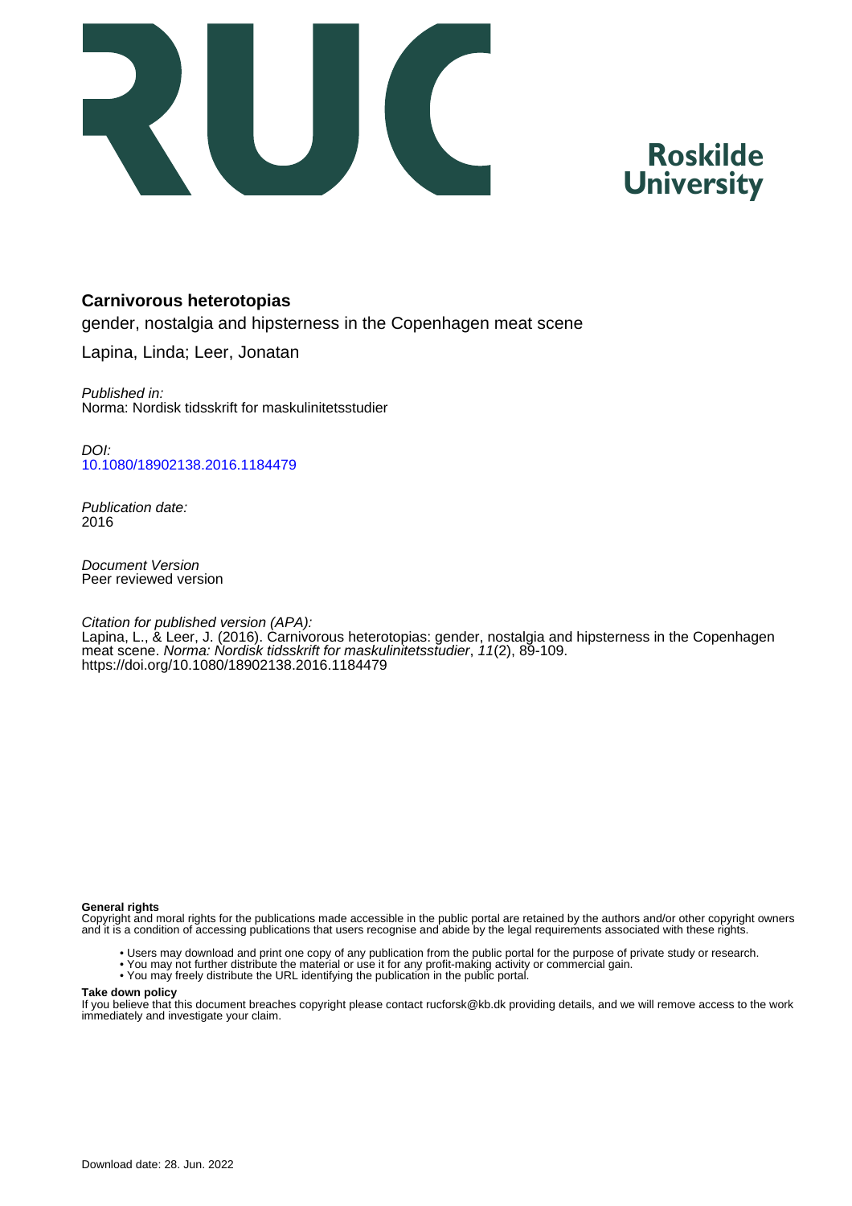Roskilde University

# Carnivorous heterotopias

gender, nostalgia and hipsterness in the Copenhagen meat scene

Lapina, Linda; Leer, Jonatan

*Published in:*
Norma: Nordisk tidsskrift for maskulinitetsstudier

*DOI:*
10.1080/18902138.2016.1184479

*Publication date:*
2016

*Document Version*
Peer reviewed version

*Citation for published version (APA):*
Lapina, L., & Leer, J. (2016). Carnivorous heterotopias: gender, nostalgia and hipsterness in the Copenhagen meat scene. *Norma: Nordisk tidsskrift for maskulinitetsstudier*, *11*(2), 89-109. https://doi.org/10.1080/18902138.2016.1184479

**General rights**
Copyright and moral rights for the publications made accessible in the public portal are retained by the authors and/or other copyright owners and it is a condition of accessing publications that users recognise and abide by the legal requirements associated with these rights.

- Users may download and print one copy of any publication from the public portal for the purpose of private study or research.
- You may not further distribute the material or use it for any profit-making activity or commercial gain.
- You may freely distribute the URL identifying the publication in the public portal.

**Take down policy**
If you believe that this document breaches copyright please contact rucforsk@kb.dk providing details, and we will remove access to the work immediately and investigate your claim.

Download date: 28. Jun. 2022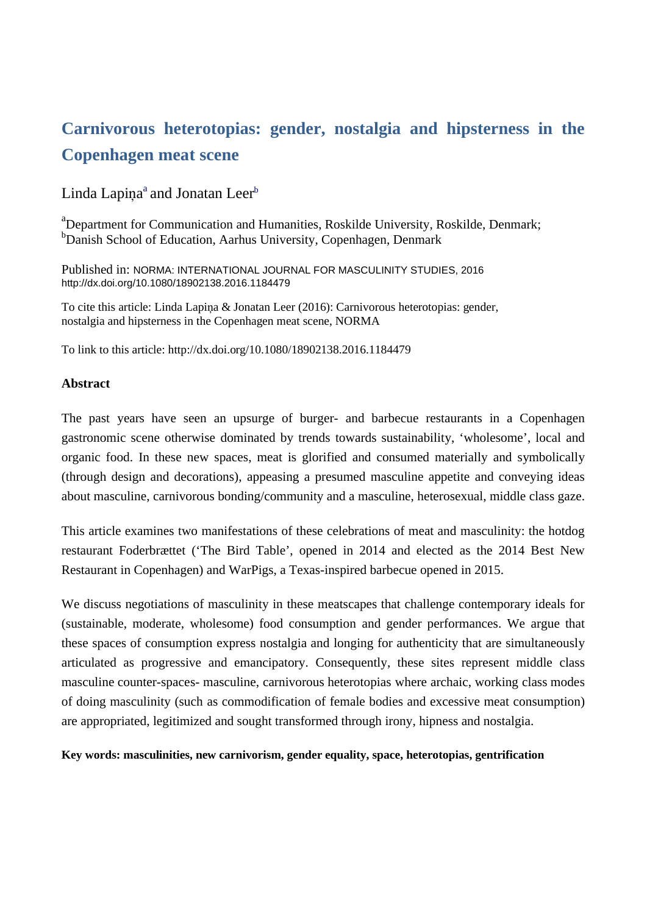# Carnivorous heterotopias: gender, nostalgia and hipsterness in the Copenhagen meat scene

Linda Lapiņa[a] and Jonatan Leer[b]

[a]Department for Communication and Humanities, Roskilde University, Roskilde, Denmark;
[b]Danish School of Education, Aarhus University, Copenhagen, Denmark

Published in: NORMA: INTERNATIONAL JOURNAL FOR MASCULINITY STUDIES, 2016
http://dx.doi.org/10.1080/18902138.2016.1184479

To cite this article: Linda Lapiņa & Jonatan Leer (2016): Carnivorous heterotopias: gender, nostalgia and hipsterness in the Copenhagen meat scene, NORMA

To link to this article: http://dx.doi.org/10.1080/18902138.2016.1184479

**Abstract**

The past years have seen an upsurge of burger- and barbecue restaurants in a Copenhagen gastronomic scene otherwise dominated by trends towards sustainability, 'wholesome', local and organic food. In these new spaces, meat is glorified and consumed materially and symbolically (through design and decorations), appeasing a presumed masculine appetite and conveying ideas about masculine, carnivorous bonding/community and a masculine, heterosexual, middle class gaze.

This article examines two manifestations of these celebrations of meat and masculinity: the hotdog restaurant Foderbrættet ('The Bird Table', opened in 2014 and elected as the 2014 Best New Restaurant in Copenhagen) and WarPigs, a Texas-inspired barbecue opened in 2015.

We discuss negotiations of masculinity in these meatscapes that challenge contemporary ideals for (sustainable, moderate, wholesome) food consumption and gender performances. We argue that these spaces of consumption express nostalgia and longing for authenticity that are simultaneously articulated as progressive and emancipatory. Consequently, these sites represent middle class masculine counter-spaces- masculine, carnivorous heterotopias where archaic, working class modes of doing masculinity (such as commodification of female bodies and excessive meat consumption) are appropriated, legitimized and sought transformed through irony, hipness and nostalgia.

**Key words: masculinities, new carnivorism, gender equality, space, heterotopias, gentrification**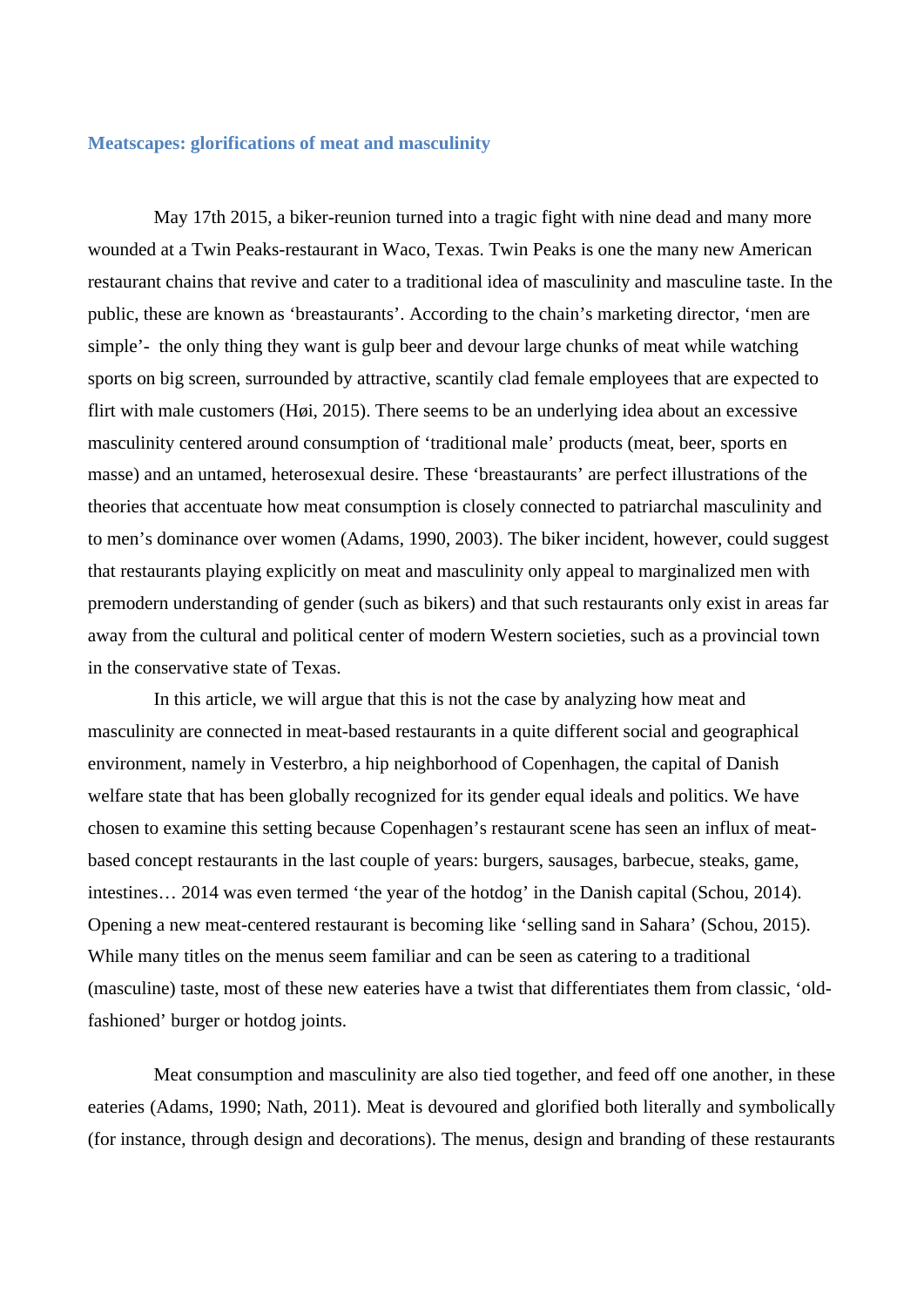## Meatscapes: glorifications of meat and masculinity

May 17th 2015, a biker-reunion turned into a tragic fight with nine dead and many more wounded at a Twin Peaks-restaurant in Waco, Texas. Twin Peaks is one the many new American restaurant chains that revive and cater to a traditional idea of masculinity and masculine taste. In the public, these are known as 'breastaurants'. According to the chain's marketing director, 'men are simple'- the only thing they want is gulp beer and devour large chunks of meat while watching sports on big screen, surrounded by attractive, scantily clad female employees that are expected to flirt with male customers (Høi, 2015). There seems to be an underlying idea about an excessive masculinity centered around consumption of 'traditional male' products (meat, beer, sports en masse) and an untamed, heterosexual desire. These 'breastaurants' are perfect illustrations of the theories that accentuate how meat consumption is closely connected to patriarchal masculinity and to men's dominance over women (Adams, 1990, 2003). The biker incident, however, could suggest that restaurants playing explicitly on meat and masculinity only appeal to marginalized men with premodern understanding of gender (such as bikers) and that such restaurants only exist in areas far away from the cultural and political center of modern Western societies, such as a provincial town in the conservative state of Texas.

In this article, we will argue that this is not the case by analyzing how meat and masculinity are connected in meat-based restaurants in a quite different social and geographical environment, namely in Vesterbro, a hip neighborhood of Copenhagen, the capital of Danish welfare state that has been globally recognized for its gender equal ideals and politics. We have chosen to examine this setting because Copenhagen's restaurant scene has seen an influx of meat-based concept restaurants in the last couple of years: burgers, sausages, barbecue, steaks, game, intestines… 2014 was even termed 'the year of the hotdog' in the Danish capital (Schou, 2014). Opening a new meat-centered restaurant is becoming like 'selling sand in Sahara' (Schou, 2015). While many titles on the menus seem familiar and can be seen as catering to a traditional (masculine) taste, most of these new eateries have a twist that differentiates them from classic, 'old-fashioned' burger or hotdog joints.

Meat consumption and masculinity are also tied together, and feed off one another, in these eateries (Adams, 1990; Nath, 2011). Meat is devoured and glorified both literally and symbolically (for instance, through design and decorations). The menus, design and branding of these restaurants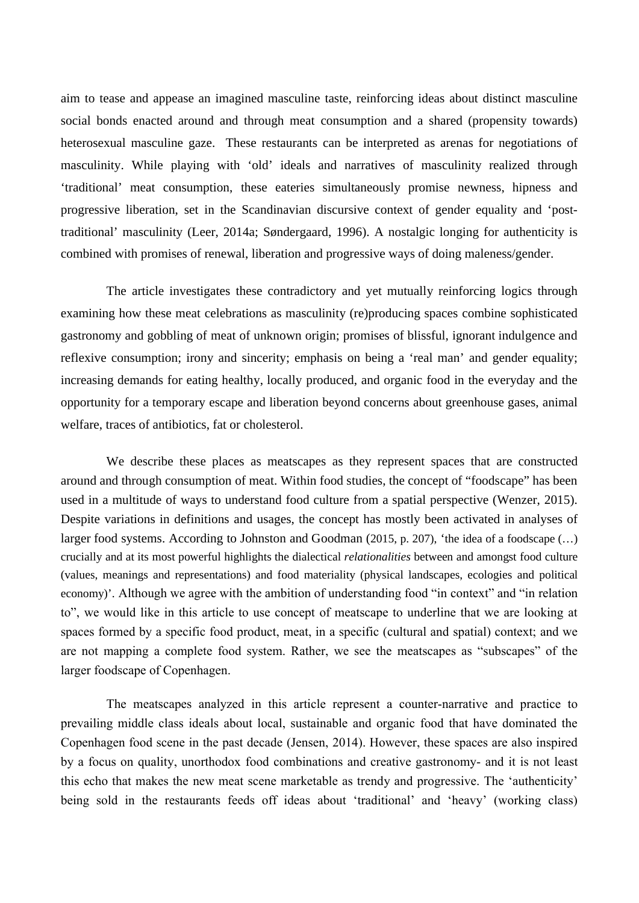aim to tease and appease an imagined masculine taste, reinforcing ideas about distinct masculine social bonds enacted around and through meat consumption and a shared (propensity towards) heterosexual masculine gaze. These restaurants can be interpreted as arenas for negotiations of masculinity. While playing with 'old' ideals and narratives of masculinity realized through 'traditional' meat consumption, these eateries simultaneously promise newness, hipness and progressive liberation, set in the Scandinavian discursive context of gender equality and 'post-traditional' masculinity (Leer, 2014a; Søndergaard, 1996). A nostalgic longing for authenticity is combined with promises of renewal, liberation and progressive ways of doing maleness/gender.

The article investigates these contradictory and yet mutually reinforcing logics through examining how these meat celebrations as masculinity (re)producing spaces combine sophisticated gastronomy and gobbling of meat of unknown origin; promises of blissful, ignorant indulgence and reflexive consumption; irony and sincerity; emphasis on being a 'real man' and gender equality; increasing demands for eating healthy, locally produced, and organic food in the everyday and the opportunity for a temporary escape and liberation beyond concerns about greenhouse gases, animal welfare, traces of antibiotics, fat or cholesterol.

We describe these places as meatscapes as they represent spaces that are constructed around and through consumption of meat. Within food studies, the concept of "foodscape" has been used in a multitude of ways to understand food culture from a spatial perspective (Wenzer, 2015). Despite variations in definitions and usages, the concept has mostly been activated in analyses of larger food systems. According to Johnston and Goodman (2015, p. 207), 'the idea of a foodscape (…) crucially and at its most powerful highlights the dialectical *relationalities* between and amongst food culture (values, meanings and representations) and food materiality (physical landscapes, ecologies and political economy)'. Although we agree with the ambition of understanding food "in context" and "in relation to", we would like in this article to use concept of meatscape to underline that we are looking at spaces formed by a specific food product, meat, in a specific (cultural and spatial) context; and we are not mapping a complete food system. Rather, we see the meatscapes as "subscapes" of the larger foodscape of Copenhagen.

The meatscapes analyzed in this article represent a counter-narrative and practice to prevailing middle class ideals about local, sustainable and organic food that have dominated the Copenhagen food scene in the past decade (Jensen, 2014). However, these spaces are also inspired by a focus on quality, unorthodox food combinations and creative gastronomy- and it is not least this echo that makes the new meat scene marketable as trendy and progressive. The 'authenticity' being sold in the restaurants feeds off ideas about 'traditional' and 'heavy' (working class)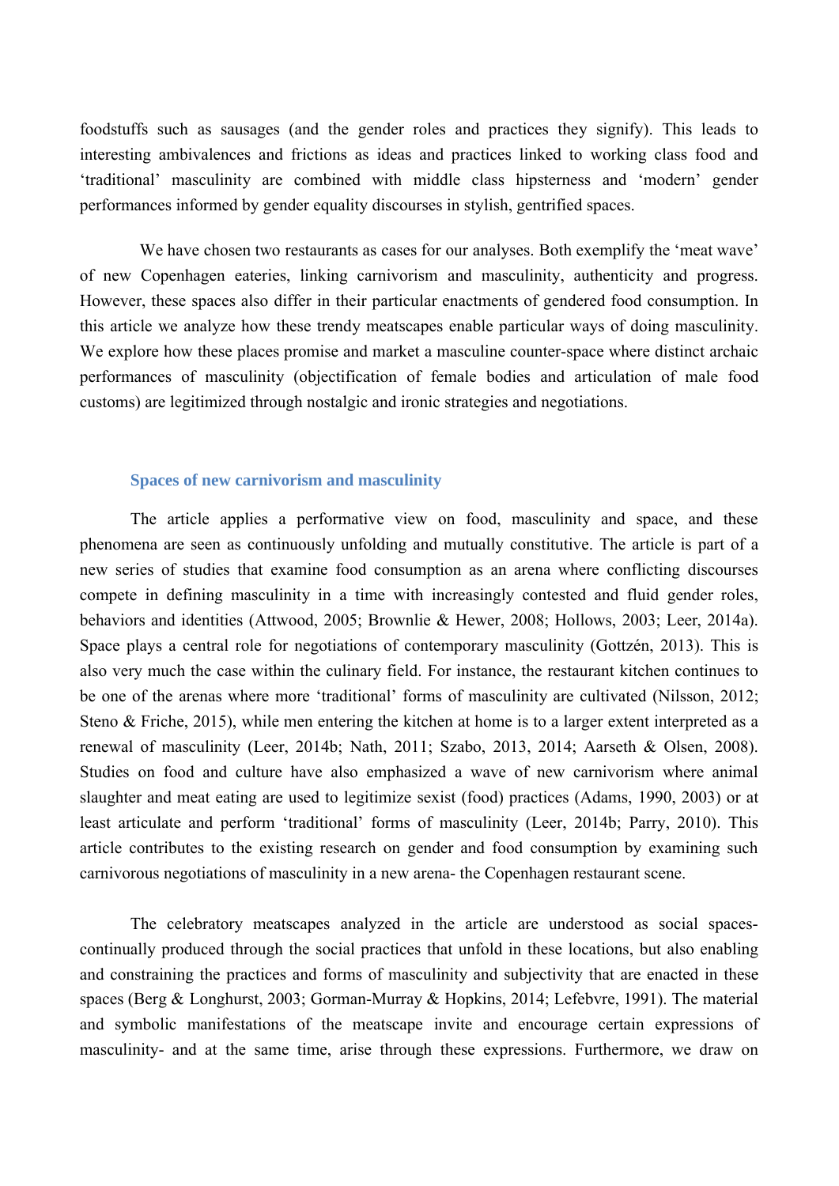foodstuffs such as sausages (and the gender roles and practices they signify). This leads to interesting ambivalences and frictions as ideas and practices linked to working class food and 'traditional' masculinity are combined with middle class hipsterness and 'modern' gender performances informed by gender equality discourses in stylish, gentrified spaces.

We have chosen two restaurants as cases for our analyses. Both exemplify the 'meat wave' of new Copenhagen eateries, linking carnivorism and masculinity, authenticity and progress. However, these spaces also differ in their particular enactments of gendered food consumption. In this article we analyze how these trendy meatscapes enable particular ways of doing masculinity. We explore how these places promise and market a masculine counter-space where distinct archaic performances of masculinity (objectification of female bodies and articulation of male food customs) are legitimized through nostalgic and ironic strategies and negotiations.

## Spaces of new carnivorism and masculinity

The article applies a performative view on food, masculinity and space, and these phenomena are seen as continuously unfolding and mutually constitutive. The article is part of a new series of studies that examine food consumption as an arena where conflicting discourses compete in defining masculinity in a time with increasingly contested and fluid gender roles, behaviors and identities (Attwood, 2005; Brownlie & Hewer, 2008; Hollows, 2003; Leer, 2014a). Space plays a central role for negotiations of contemporary masculinity (Gottzén, 2013). This is also very much the case within the culinary field. For instance, the restaurant kitchen continues to be one of the arenas where more 'traditional' forms of masculinity are cultivated (Nilsson, 2012; Steno & Friche, 2015), while men entering the kitchen at home is to a larger extent interpreted as a renewal of masculinity (Leer, 2014b; Nath, 2011; Szabo, 2013, 2014; Aarseth & Olsen, 2008). Studies on food and culture have also emphasized a wave of new carnivorism where animal slaughter and meat eating are used to legitimize sexist (food) practices (Adams, 1990, 2003) or at least articulate and perform 'traditional' forms of masculinity (Leer, 2014b; Parry, 2010). This article contributes to the existing research on gender and food consumption by examining such carnivorous negotiations of masculinity in a new arena- the Copenhagen restaurant scene.

The celebratory meatscapes analyzed in the article are understood as social spaces- continually produced through the social practices that unfold in these locations, but also enabling and constraining the practices and forms of masculinity and subjectivity that are enacted in these spaces (Berg & Longhurst, 2003; Gorman-Murray & Hopkins, 2014; Lefebvre, 1991). The material and symbolic manifestations of the meatscape invite and encourage certain expressions of masculinity- and at the same time, arise through these expressions. Furthermore, we draw on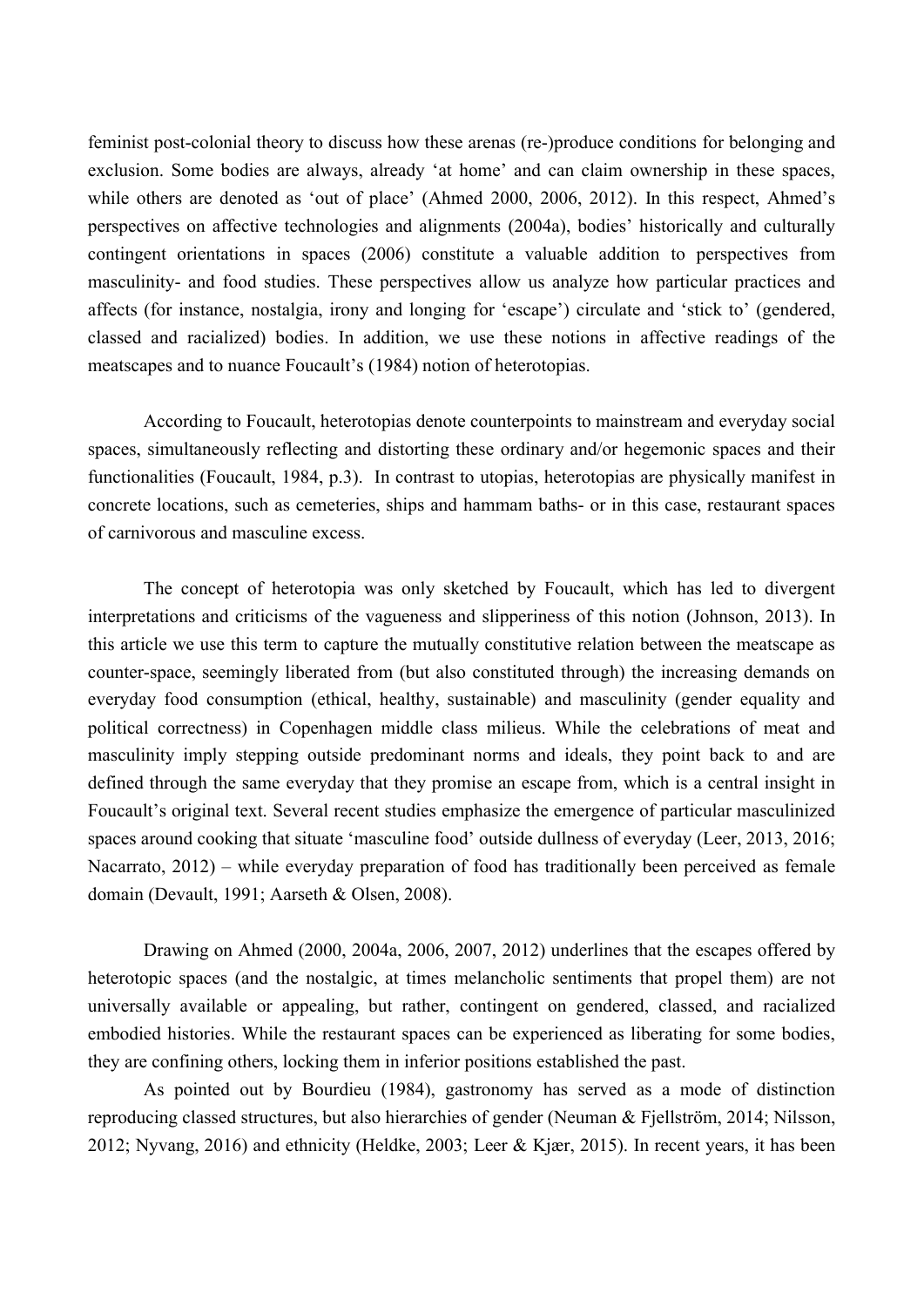feminist post-colonial theory to discuss how these arenas (re-)produce conditions for belonging and exclusion. Some bodies are always, already 'at home' and can claim ownership in these spaces, while others are denoted as 'out of place' (Ahmed 2000, 2006, 2012). In this respect, Ahmed's perspectives on affective technologies and alignments (2004a), bodies' historically and culturally contingent orientations in spaces (2006) constitute a valuable addition to perspectives from masculinity- and food studies. These perspectives allow us analyze how particular practices and affects (for instance, nostalgia, irony and longing for 'escape') circulate and 'stick to' (gendered, classed and racialized) bodies. In addition, we use these notions in affective readings of the meatscapes and to nuance Foucault's (1984) notion of heterotopias.

According to Foucault, heterotopias denote counterpoints to mainstream and everyday social spaces, simultaneously reflecting and distorting these ordinary and/or hegemonic spaces and their functionalities (Foucault, 1984, p.3). In contrast to utopias, heterotopias are physically manifest in concrete locations, such as cemeteries, ships and hammam baths- or in this case, restaurant spaces of carnivorous and masculine excess.

The concept of heterotopia was only sketched by Foucault, which has led to divergent interpretations and criticisms of the vagueness and slipperiness of this notion (Johnson, 2013). In this article we use this term to capture the mutually constitutive relation between the meatscape as counter-space, seemingly liberated from (but also constituted through) the increasing demands on everyday food consumption (ethical, healthy, sustainable) and masculinity (gender equality and political correctness) in Copenhagen middle class milieus. While the celebrations of meat and masculinity imply stepping outside predominant norms and ideals, they point back to and are defined through the same everyday that they promise an escape from, which is a central insight in Foucault's original text. Several recent studies emphasize the emergence of particular masculinized spaces around cooking that situate 'masculine food' outside dullness of everyday (Leer, 2013, 2016; Nacarrato, 2012) – while everyday preparation of food has traditionally been perceived as female domain (Devault, 1991; Aarseth & Olsen, 2008).

Drawing on Ahmed (2000, 2004a, 2006, 2007, 2012) underlines that the escapes offered by heterotopic spaces (and the nostalgic, at times melancholic sentiments that propel them) are not universally available or appealing, but rather, contingent on gendered, classed, and racialized embodied histories. While the restaurant spaces can be experienced as liberating for some bodies, they are confining others, locking them in inferior positions established the past.

As pointed out by Bourdieu (1984), gastronomy has served as a mode of distinction reproducing classed structures, but also hierarchies of gender (Neuman & Fjellström, 2014; Nilsson, 2012; Nyvang, 2016) and ethnicity (Heldke, 2003; Leer & Kjær, 2015). In recent years, it has been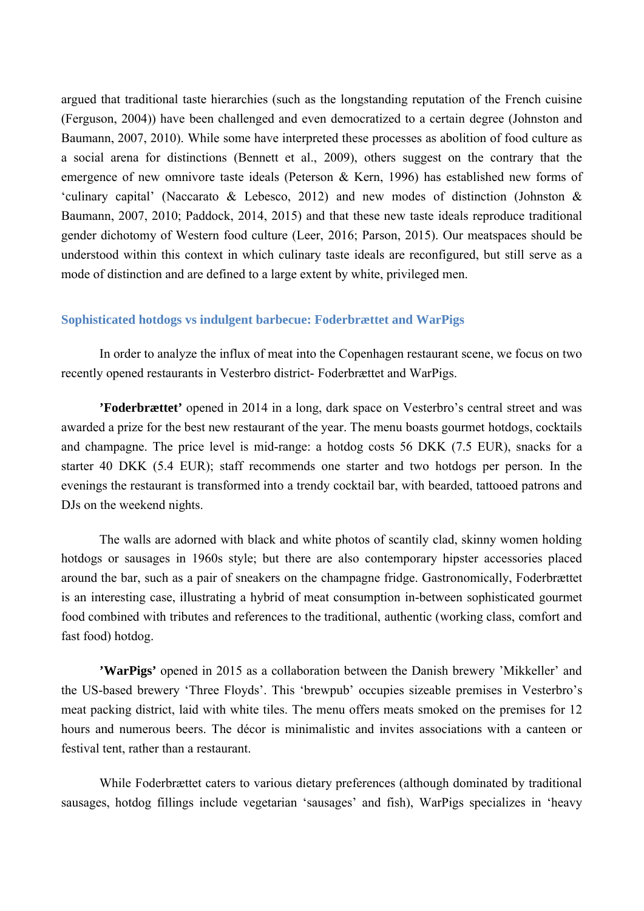argued that traditional taste hierarchies (such as the longstanding reputation of the French cuisine (Ferguson, 2004)) have been challenged and even democratized to a certain degree (Johnston and Baumann, 2007, 2010). While some have interpreted these processes as abolition of food culture as a social arena for distinctions (Bennett et al., 2009), others suggest on the contrary that the emergence of new omnivore taste ideals (Peterson & Kern, 1996) has established new forms of 'culinary capital' (Naccarato & Lebesco, 2012) and new modes of distinction (Johnston & Baumann, 2007, 2010; Paddock, 2014, 2015) and that these new taste ideals reproduce traditional gender dichotomy of Western food culture (Leer, 2016; Parson, 2015). Our meatspaces should be understood within this context in which culinary taste ideals are reconfigured, but still serve as a mode of distinction and are defined to a large extent by white, privileged men.

## Sophisticated hotdogs vs indulgent barbecue: Foderbrættet and WarPigs

In order to analyze the influx of meat into the Copenhagen restaurant scene, we focus on two recently opened restaurants in Vesterbro district- Foderbrættet and WarPigs.

**'Foderbrættet'** opened in 2014 in a long, dark space on Vesterbro's central street and was awarded a prize for the best new restaurant of the year. The menu boasts gourmet hotdogs, cocktails and champagne. The price level is mid-range: a hotdog costs 56 DKK (7.5 EUR), snacks for a starter 40 DKK (5.4 EUR); staff recommends one starter and two hotdogs per person. In the evenings the restaurant is transformed into a trendy cocktail bar, with bearded, tattooed patrons and DJs on the weekend nights.

The walls are adorned with black and white photos of scantily clad, skinny women holding hotdogs or sausages in 1960s style; but there are also contemporary hipster accessories placed around the bar, such as a pair of sneakers on the champagne fridge. Gastronomically, Foderbrættet is an interesting case, illustrating a hybrid of meat consumption in-between sophisticated gourmet food combined with tributes and references to the traditional, authentic (working class, comfort and fast food) hotdog.

**'WarPigs'** opened in 2015 as a collaboration between the Danish brewery 'Mikkeller' and the US-based brewery 'Three Floyds'. This 'brewpub' occupies sizeable premises in Vesterbro's meat packing district, laid with white tiles. The menu offers meats smoked on the premises for 12 hours and numerous beers. The décor is minimalistic and invites associations with a canteen or festival tent, rather than a restaurant.

While Foderbrættet caters to various dietary preferences (although dominated by traditional sausages, hotdog fillings include vegetarian 'sausages' and fish), WarPigs specializes in 'heavy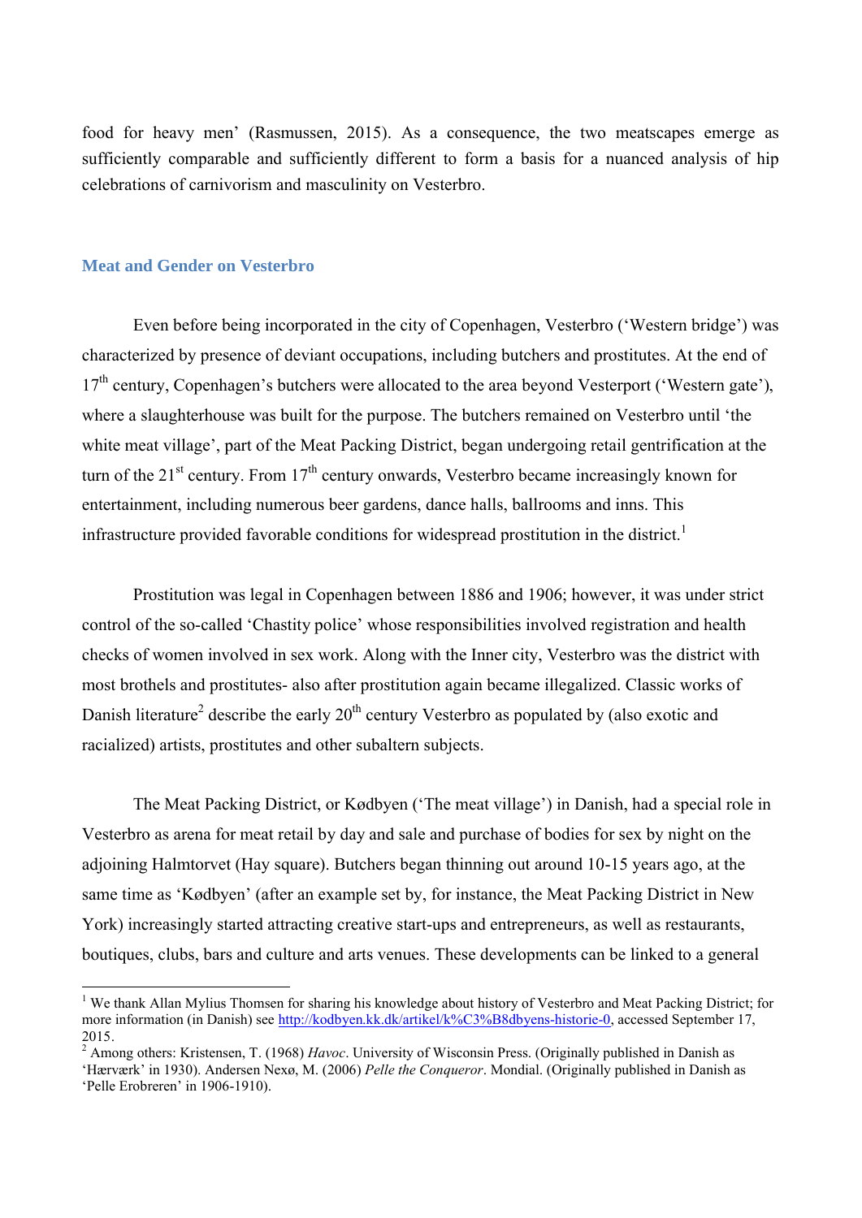food for heavy men' (Rasmussen, 2015). As a consequence, the two meatscapes emerge as sufficiently comparable and sufficiently different to form a basis for a nuanced analysis of hip celebrations of carnivorism and masculinity on Vesterbro.

## Meat and Gender on Vesterbro

Even before being incorporated in the city of Copenhagen, Vesterbro ('Western bridge') was characterized by presence of deviant occupations, including butchers and prostitutes. At the end of 17th century, Copenhagen's butchers were allocated to the area beyond Vesterport ('Western gate'), where a slaughterhouse was built for the purpose. The butchers remained on Vesterbro until 'the white meat village', part of the Meat Packing District, began undergoing retail gentrification at the turn of the 21st century. From 17th century onwards, Vesterbro became increasingly known for entertainment, including numerous beer gardens, dance halls, ballrooms and inns. This infrastructure provided favorable conditions for widespread prostitution in the district.[1]

Prostitution was legal in Copenhagen between 1886 and 1906; however, it was under strict control of the so-called 'Chastity police' whose responsibilities involved registration and health checks of women involved in sex work. Along with the Inner city, Vesterbro was the district with most brothels and prostitutes- also after prostitution again became illegalized. Classic works of Danish literature[2] describe the early 20th century Vesterbro as populated by (also exotic and racialized) artists, prostitutes and other subaltern subjects.

The Meat Packing District, or Kødbyen ('The meat village') in Danish, had a special role in Vesterbro as arena for meat retail by day and sale and purchase of bodies for sex by night on the adjoining Halmtorvet (Hay square). Butchers began thinning out around 10-15 years ago, at the same time as 'Kødbyen' (after an example set by, for instance, the Meat Packing District in New York) increasingly started attracting creative start-ups and entrepreneurs, as well as restaurants, boutiques, clubs, bars and culture and arts venues. These developments can be linked to a general

---

[1] We thank Allan Mylius Thomsen for sharing his knowledge about history of Vesterbro and Meat Packing District; for more information (in Danish) see http://kodbyen.kk.dk/artikel/k%C3%B8dbyens-historie-0, accessed September 17, 2015.

[2] Among others: Kristensen, T. (1968) *Havoc*. University of Wisconsin Press. (Originally published in Danish as 'Hærværk' in 1930). Andersen Nexø, M. (2006) *Pelle the Conqueror*. Mondial. (Originally published in Danish as 'Pelle Erobreren' in 1906-1910).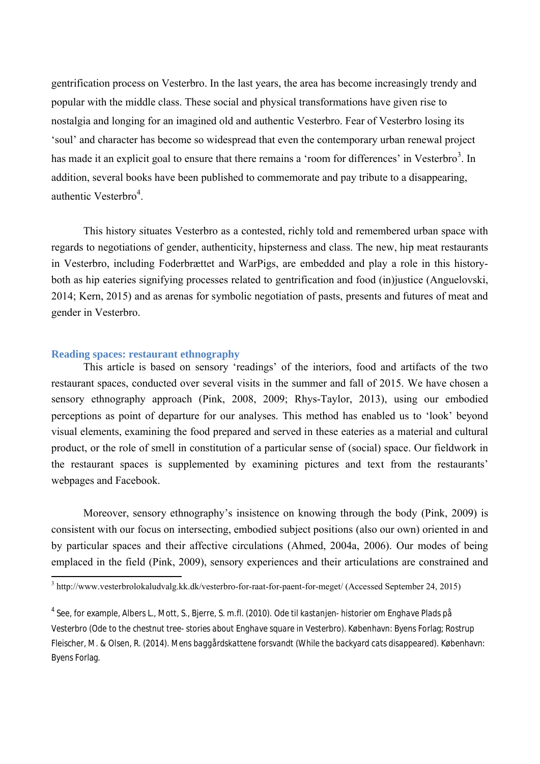gentrification process on Vesterbro. In the last years, the area has become increasingly trendy and popular with the middle class. These social and physical transformations have given rise to nostalgia and longing for an imagined old and authentic Vesterbro. Fear of Vesterbro losing its 'soul' and character has become so widespread that even the contemporary urban renewal project has made it an explicit goal to ensure that there remains a 'room for differences' in Vesterbro[3]. In addition, several books have been published to commemorate and pay tribute to a disappearing, authentic Vesterbro[4].

This history situates Vesterbro as a contested, richly told and remembered urban space with regards to negotiations of gender, authenticity, hipsterness and class. The new, hip meat restaurants in Vesterbro, including Foderbrættet and WarPigs, are embedded and play a role in this history- both as hip eateries signifying processes related to gentrification and food (in)justice (Anguelovski, 2014; Kern, 2015) and as arenas for symbolic negotiation of pasts, presents and futures of meat and gender in Vesterbro.

## Reading spaces: restaurant ethnography

This article is based on sensory 'readings' of the interiors, food and artifacts of the two restaurant spaces, conducted over several visits in the summer and fall of 2015. We have chosen a sensory ethnography approach (Pink, 2008, 2009; Rhys-Taylor, 2013), using our embodied perceptions as point of departure for our analyses. This method has enabled us to 'look' beyond visual elements, examining the food prepared and served in these eateries as a material and cultural product, or the role of smell in constitution of a particular sense of (social) space. Our fieldwork in the restaurant spaces is supplemented by examining pictures and text from the restaurants' webpages and Facebook.

Moreover, sensory ethnography's insistence on knowing through the body (Pink, 2009) is consistent with our focus on intersecting, embodied subject positions (also our own) oriented in and by particular spaces and their affective circulations (Ahmed, 2004a, 2006). Our modes of being emplaced in the field (Pink, 2009), sensory experiences and their articulations are constrained and

---

[3] http://www.vesterbrolokaludvalg.kk.dk/vesterbro-for-raat-for-paent-for-meget/ (Accessed September 24, 2015)

[4] See, for example, Albers L., Mott, S., Bjerre, S. m.fl. (2010). Ode til kastanjen- historier om Enghave Plads på Vesterbro (Ode to the chestnut tree- stories about Enghave square in Vesterbro). København: Byens Forlag; Rostrup Fleischer, M. & Olsen, R. (2014). Mens baggårdskattene forsvandt (While the backyard cats disappeared). København: Byens Forlag.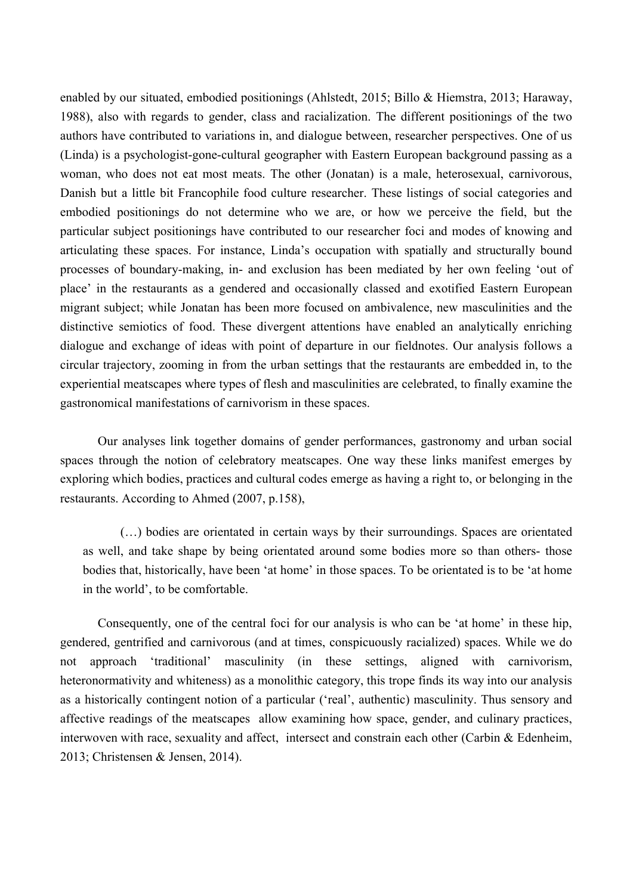enabled by our situated, embodied positionings (Ahlstedt, 2015; Billo & Hiemstra, 2013; Haraway, 1988), also with regards to gender, class and racialization. The different positionings of the two authors have contributed to variations in, and dialogue between, researcher perspectives. One of us (Linda) is a psychologist-gone-cultural geographer with Eastern European background passing as a woman, who does not eat most meats. The other (Jonatan) is a male, heterosexual, carnivorous, Danish but a little bit Francophile food culture researcher. These listings of social categories and embodied positionings do not determine who we are, or how we perceive the field, but the particular subject positionings have contributed to our researcher foci and modes of knowing and articulating these spaces. For instance, Linda's occupation with spatially and structurally bound processes of boundary-making, in- and exclusion has been mediated by her own feeling 'out of place' in the restaurants as a gendered and occasionally classed and exotified Eastern European migrant subject; while Jonatan has been more focused on ambivalence, new masculinities and the distinctive semiotics of food. These divergent attentions have enabled an analytically enriching dialogue and exchange of ideas with point of departure in our fieldnotes. Our analysis follows a circular trajectory, zooming in from the urban settings that the restaurants are embedded in, to the experiential meatscapes where types of flesh and masculinities are celebrated, to finally examine the gastronomical manifestations of carnivorism in these spaces.

Our analyses link together domains of gender performances, gastronomy and urban social spaces through the notion of celebratory meatscapes. One way these links manifest emerges by exploring which bodies, practices and cultural codes emerge as having a right to, or belonging in the restaurants. According to Ahmed (2007, p.158),

> (…) bodies are orientated in certain ways by their surroundings. Spaces are orientated as well, and take shape by being orientated around some bodies more so than others- those bodies that, historically, have been 'at home' in those spaces. To be orientated is to be 'at home in the world', to be comfortable.

Consequently, one of the central foci for our analysis is who can be 'at home' in these hip, gendered, gentrified and carnivorous (and at times, conspicuously racialized) spaces. While we do not approach 'traditional' masculinity (in these settings, aligned with carnivorism, heteronormativity and whiteness) as a monolithic category, this trope finds its way into our analysis as a historically contingent notion of a particular ('real', authentic) masculinity. Thus sensory and affective readings of the meatscapes allow examining how space, gender, and culinary practices, interwoven with race, sexuality and affect, intersect and constrain each other (Carbin & Edenheim, 2013; Christensen & Jensen, 2014).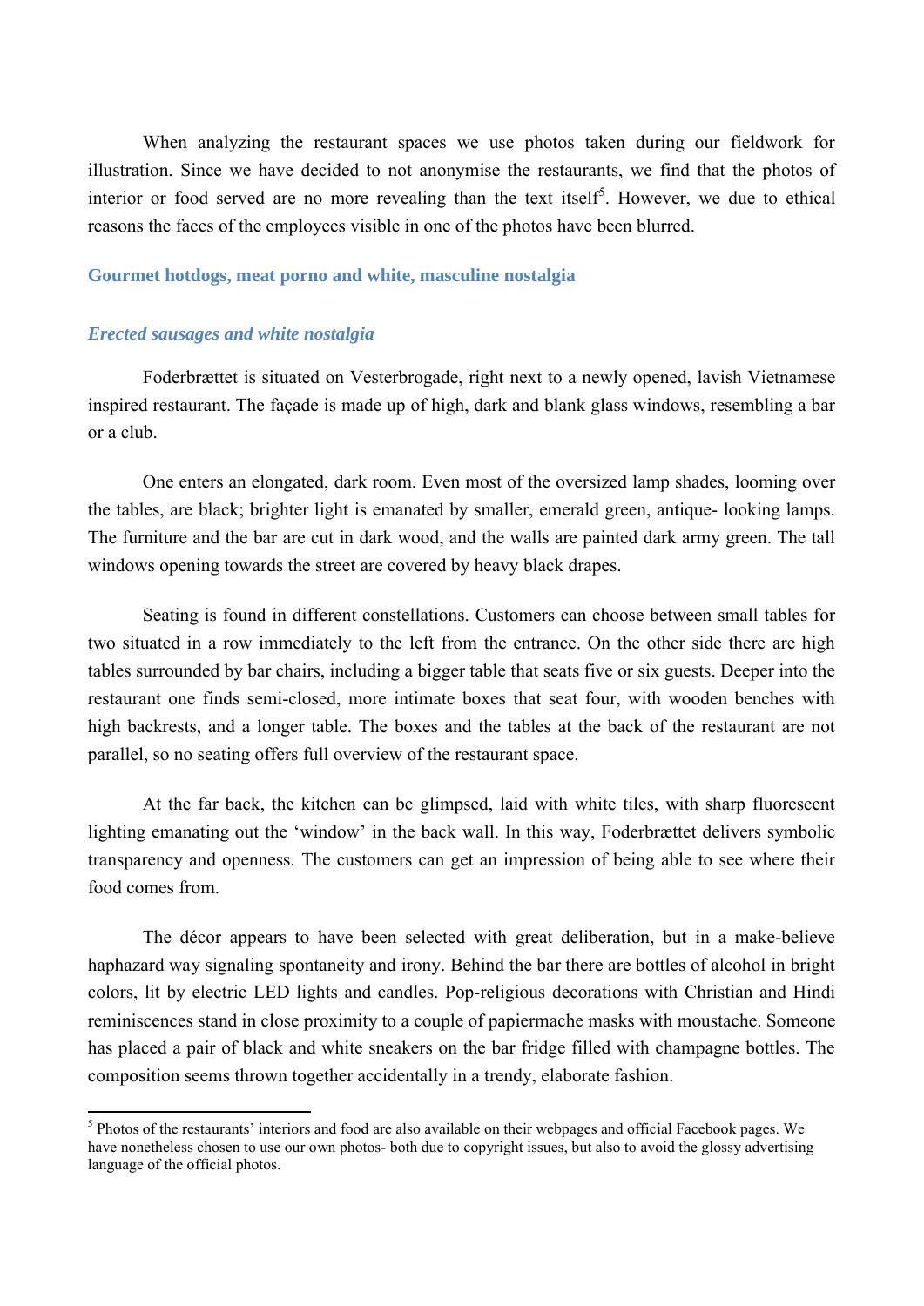When analyzing the restaurant spaces we use photos taken during our fieldwork for illustration. Since we have decided to not anonymise the restaurants, we find that the photos of interior or food served are no more revealing than the text itself[5]. However, we due to ethical reasons the faces of the employees visible in one of the photos have been blurred.

## Gourmet hotdogs, meat porno and white, masculine nostalgia

### *Erected sausages and white nostalgia*

Foderbrættet is situated on Vesterbrogade, right next to a newly opened, lavish Vietnamese inspired restaurant. The façade is made up of high, dark and blank glass windows, resembling a bar or a club.

One enters an elongated, dark room. Even most of the oversized lamp shades, looming over the tables, are black; brighter light is emanated by smaller, emerald green, antique- looking lamps. The furniture and the bar are cut in dark wood, and the walls are painted dark army green. The tall windows opening towards the street are covered by heavy black drapes.

Seating is found in different constellations. Customers can choose between small tables for two situated in a row immediately to the left from the entrance. On the other side there are high tables surrounded by bar chairs, including a bigger table that seats five or six guests. Deeper into the restaurant one finds semi-closed, more intimate boxes that seat four, with wooden benches with high backrests, and a longer table. The boxes and the tables at the back of the restaurant are not parallel, so no seating offers full overview of the restaurant space.

At the far back, the kitchen can be glimpsed, laid with white tiles, with sharp fluorescent lighting emanating out the 'window' in the back wall. In this way, Foderbrættet delivers symbolic transparency and openness. The customers can get an impression of being able to see where their food comes from.

The décor appears to have been selected with great deliberation, but in a make-believe haphazard way signaling spontaneity and irony. Behind the bar there are bottles of alcohol in bright colors, lit by electric LED lights and candles. Pop-religious decorations with Christian and Hindi reminiscences stand in close proximity to a couple of papiermache masks with moustache. Someone has placed a pair of black and white sneakers on the bar fridge filled with champagne bottles. The composition seems thrown together accidentally in a trendy, elaborate fashion.

---

[5] Photos of the restaurants' interiors and food are also available on their webpages and official Facebook pages. We have nonetheless chosen to use our own photos- both due to copyright issues, but also to avoid the glossy advertising language of the official photos.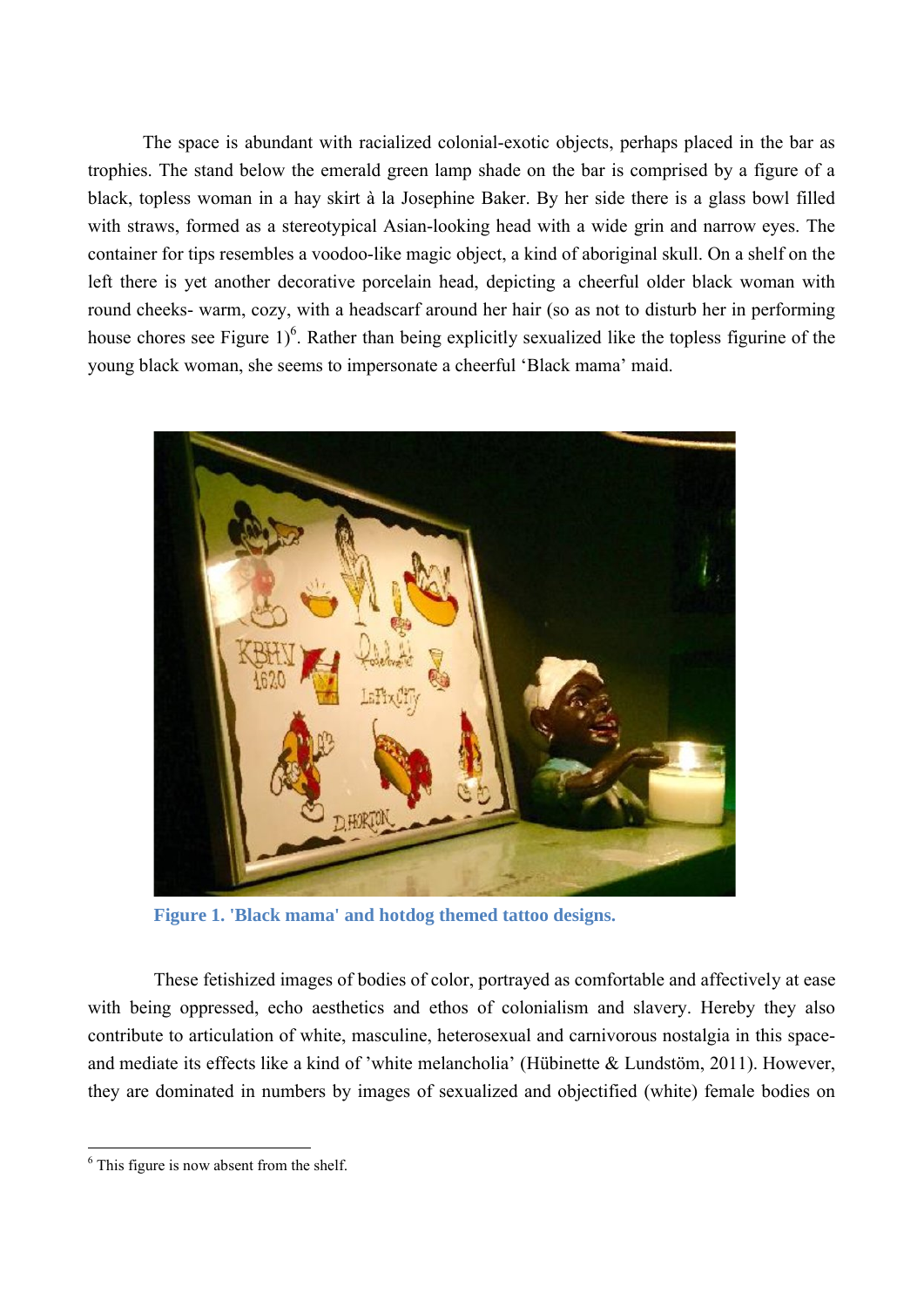The space is abundant with racialized colonial-exotic objects, perhaps placed in the bar as trophies. The stand below the emerald green lamp shade on the bar is comprised by a figure of a black, topless woman in a hay skirt à la Josephine Baker. By her side there is a glass bowl filled with straws, formed as a stereotypical Asian-looking head with a wide grin and narrow eyes. The container for tips resembles a voodoo-like magic object, a kind of aboriginal skull. On a shelf on the left there is yet another decorative porcelain head, depicting a cheerful older black woman with round cheeks- warm, cozy, with a headscarf around her hair (so as not to disturb her in performing house chores see Figure 1)[6]. Rather than being explicitly sexualized like the topless figurine of the young black woman, she seems to impersonate a cheerful 'Black mama' maid.

**Figure 1. 'Black mama' and hotdog themed tattoo designs.**

These fetishized images of bodies of color, portrayed as comfortable and affectively at ease with being oppressed, echo aesthetics and ethos of colonialism and slavery. Hereby they also contribute to articulation of white, masculine, heterosexual and carnivorous nostalgia in this space- and mediate its effects like a kind of 'white melancholia' (Hübinette & Lundstöm, 2011). However, they are dominated in numbers by images of sexualized and objectified (white) female bodies on

---

[6] This figure is now absent from the shelf.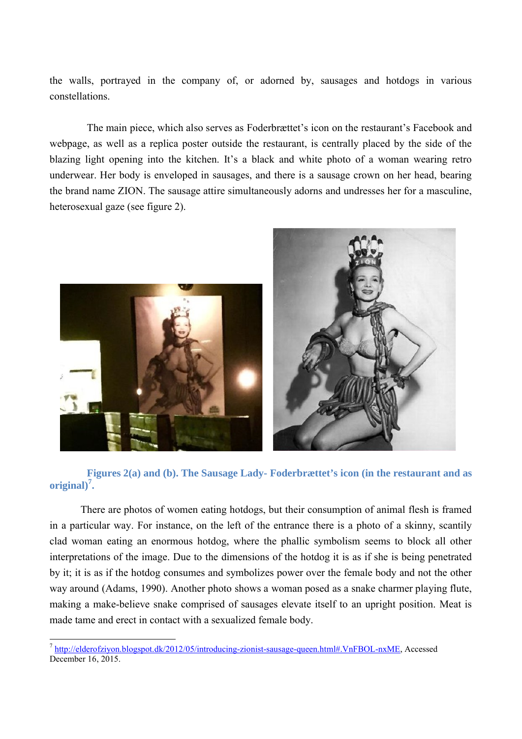the walls, portrayed in the company of, or adorned by, sausages and hotdogs in various constellations.

The main piece, which also serves as Foderbrættet's icon on the restaurant's Facebook and webpage, as well as a replica poster outside the restaurant, is centrally placed by the side of the blazing light opening into the kitchen. It's a black and white photo of a woman wearing retro underwear. Her body is enveloped in sausages, and there is a sausage crown on her head, bearing the brand name ZION. The sausage attire simultaneously adorns and undresses her for a masculine, heterosexual gaze (see figure 2).

**Figures 2(a) and (b). The Sausage Lady- Foderbrættet's icon (in the restaurant and as original)[7].**

There are photos of women eating hotdogs, but their consumption of animal flesh is framed in a particular way. For instance, on the left of the entrance there is a photo of a skinny, scantily clad woman eating an enormous hotdog, where the phallic symbolism seems to block all other interpretations of the image. Due to the dimensions of the hotdog it is as if she is being penetrated by it; it is as if the hotdog consumes and symbolizes power over the female body and not the other way around (Adams, 1990). Another photo shows a woman posed as a snake charmer playing flute, making a make-believe snake comprised of sausages elevate itself to an upright position. Meat is made tame and erect in contact with a sexualized female body.

[7] http://elderofziyon.blogspot.dk/2012/05/introducing-zionist-sausage-queen.html#.VnFBOL-nxME, Accessed December 16, 2015.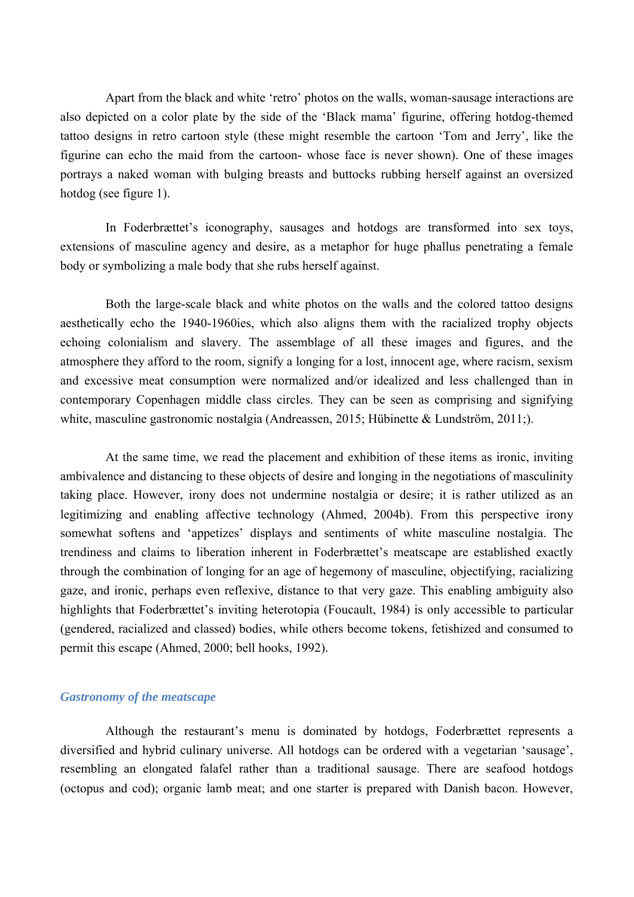Apart from the black and white 'retro' photos on the walls, woman-sausage interactions are also depicted on a color plate by the side of the 'Black mama' figurine, offering hotdog-themed tattoo designs in retro cartoon style (these might resemble the cartoon 'Tom and Jerry', like the figurine can echo the maid from the cartoon- whose face is never shown). One of these images portrays a naked woman with bulging breasts and buttocks rubbing herself against an oversized hotdog (see figure 1).

In Foderbrættet's iconography, sausages and hotdogs are transformed into sex toys, extensions of masculine agency and desire, as a metaphor for huge phallus penetrating a female body or symbolizing a male body that she rubs herself against.

Both the large-scale black and white photos on the walls and the colored tattoo designs aesthetically echo the 1940-1960ies, which also aligns them with the racialized trophy objects echoing colonialism and slavery. The assemblage of all these images and figures, and the atmosphere they afford to the room, signify a longing for a lost, innocent age, where racism, sexism and excessive meat consumption were normalized and/or idealized and less challenged than in contemporary Copenhagen middle class circles. They can be seen as comprising and signifying white, masculine gastronomic nostalgia (Andreassen, 2015; Hübinette & Lundström, 2011;).

At the same time, we read the placement and exhibition of these items as ironic, inviting ambivalence and distancing to these objects of desire and longing in the negotiations of masculinity taking place. However, irony does not undermine nostalgia or desire; it is rather utilized as an legitimizing and enabling affective technology (Ahmed, 2004b). From this perspective irony somewhat softens and 'appetizes' displays and sentiments of white masculine nostalgia. The trendiness and claims to liberation inherent in Foderbrættet's meatscape are established exactly through the combination of longing for an age of hegemony of masculine, objectifying, racializing gaze, and ironic, perhaps even reflexive, distance to that very gaze. This enabling ambiguity also highlights that Foderbrættet's inviting heterotopia (Foucault, 1984) is only accessible to particular (gendered, racialized and classed) bodies, while others become tokens, fetishized and consumed to permit this escape (Ahmed, 2000; bell hooks, 1992).

### *Gastronomy of the meatscape*

Although the restaurant's menu is dominated by hotdogs, Foderbrættet represents a diversified and hybrid culinary universe. All hotdogs can be ordered with a vegetarian 'sausage', resembling an elongated falafel rather than a traditional sausage. There are seafood hotdogs (octopus and cod); organic lamb meat; and one starter is prepared with Danish bacon. However,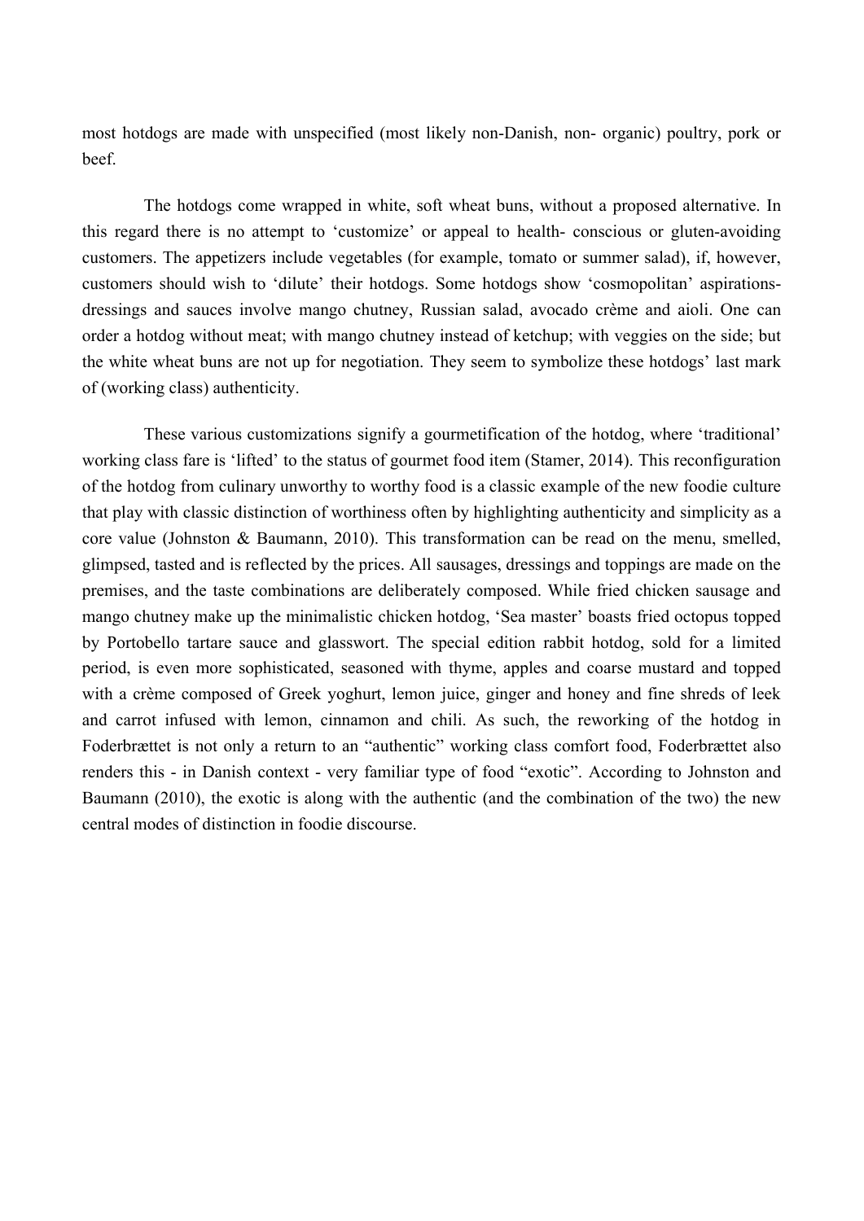most hotdogs are made with unspecified (most likely non-Danish, non- organic) poultry, pork or beef.

The hotdogs come wrapped in white, soft wheat buns, without a proposed alternative. In this regard there is no attempt to 'customize' or appeal to health- conscious or gluten-avoiding customers. The appetizers include vegetables (for example, tomato or summer salad), if, however, customers should wish to 'dilute' their hotdogs. Some hotdogs show 'cosmopolitan' aspirations-dressings and sauces involve mango chutney, Russian salad, avocado crème and aioli. One can order a hotdog without meat; with mango chutney instead of ketchup; with veggies on the side; but the white wheat buns are not up for negotiation. They seem to symbolize these hotdogs' last mark of (working class) authenticity.

These various customizations signify a gourmetification of the hotdog, where 'traditional' working class fare is 'lifted' to the status of gourmet food item (Stamer, 2014). This reconfiguration of the hotdog from culinary unworthy to worthy food is a classic example of the new foodie culture that play with classic distinction of worthiness often by highlighting authenticity and simplicity as a core value (Johnston & Baumann, 2010). This transformation can be read on the menu, smelled, glimpsed, tasted and is reflected by the prices. All sausages, dressings and toppings are made on the premises, and the taste combinations are deliberately composed. While fried chicken sausage and mango chutney make up the minimalistic chicken hotdog, 'Sea master' boasts fried octopus topped by Portobello tartare sauce and glasswort. The special edition rabbit hotdog, sold for a limited period, is even more sophisticated, seasoned with thyme, apples and coarse mustard and topped with a crème composed of Greek yoghurt, lemon juice, ginger and honey and fine shreds of leek and carrot infused with lemon, cinnamon and chili. As such, the reworking of the hotdog in Foderbrættet is not only a return to an "authentic" working class comfort food, Foderbrættet also renders this - in Danish context - very familiar type of food "exotic". According to Johnston and Baumann (2010), the exotic is along with the authentic (and the combination of the two) the new central modes of distinction in foodie discourse.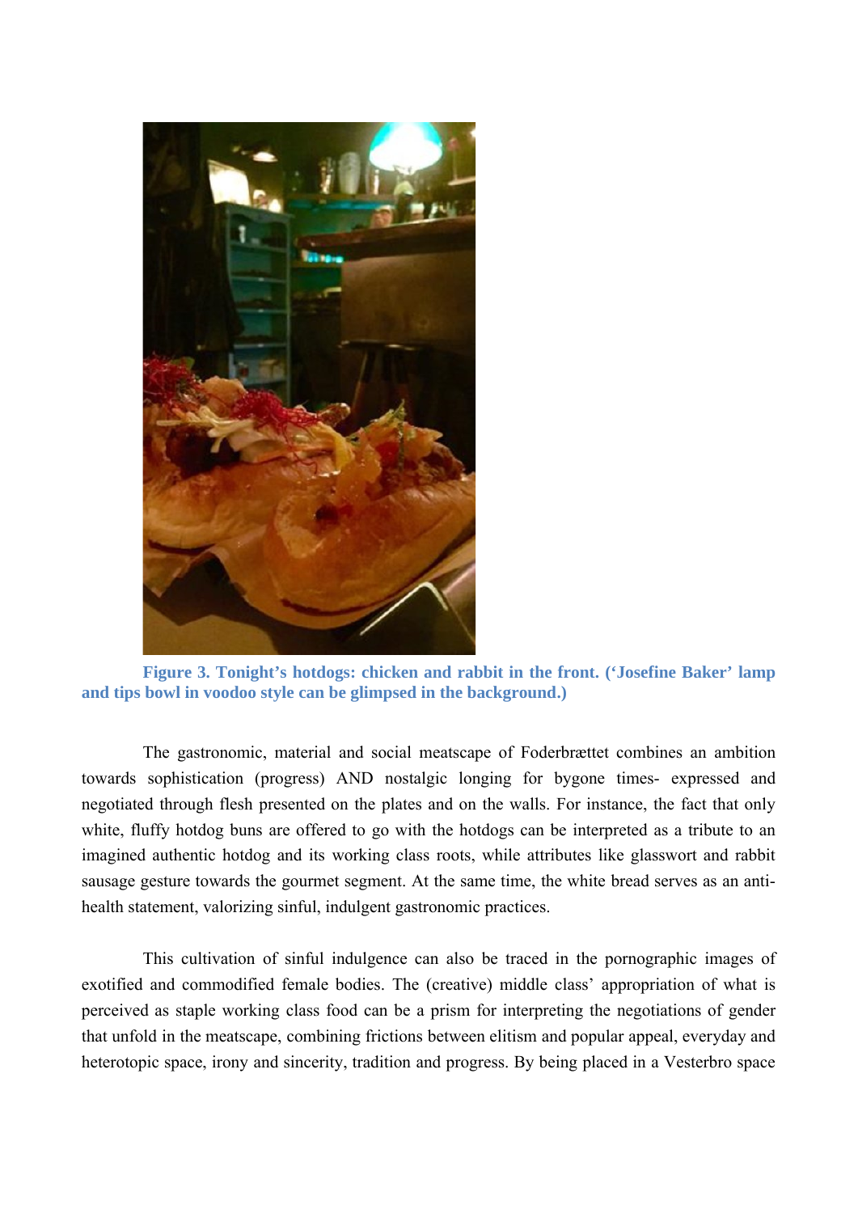**Figure 3. Tonight's hotdogs: chicken and rabbit in the front. ('Josefine Baker' lamp and tips bowl in voodoo style can be glimpsed in the background.)**

The gastronomic, material and social meatscape of Foderbrættet combines an ambition towards sophistication (progress) AND nostalgic longing for bygone times- expressed and negotiated through flesh presented on the plates and on the walls. For instance, the fact that only white, fluffy hotdog buns are offered to go with the hotdogs can be interpreted as a tribute to an imagined authentic hotdog and its working class roots, while attributes like glasswort and rabbit sausage gesture towards the gourmet segment. At the same time, the white bread serves as an anti-health statement, valorizing sinful, indulgent gastronomic practices.

This cultivation of sinful indulgence can also be traced in the pornographic images of exotified and commodified female bodies. The (creative) middle class' appropriation of what is perceived as staple working class food can be a prism for interpreting the negotiations of gender that unfold in the meatscape, combining frictions between elitism and popular appeal, everyday and heterotopic space, irony and sincerity, tradition and progress. By being placed in a Vesterbro space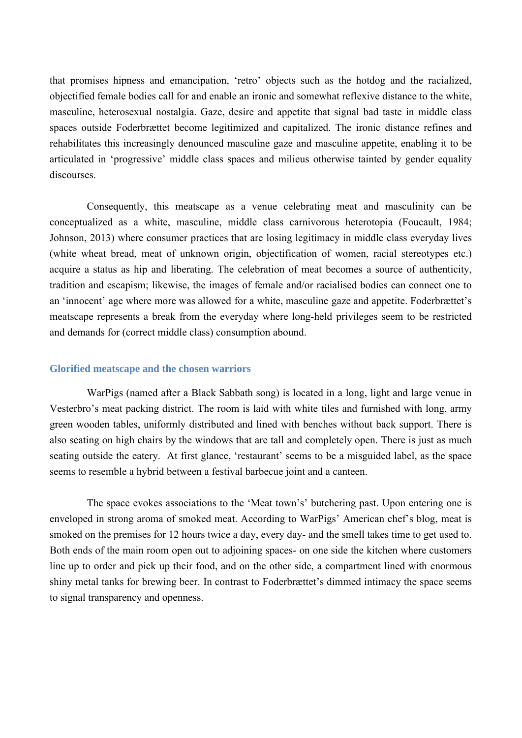that promises hipness and emancipation, 'retro' objects such as the hotdog and the racialized, objectified female bodies call for and enable an ironic and somewhat reflexive distance to the white, masculine, heterosexual nostalgia. Gaze, desire and appetite that signal bad taste in middle class spaces outside Foderbrættet become legitimized and capitalized. The ironic distance refines and rehabilitates this increasingly denounced masculine gaze and masculine appetite, enabling it to be articulated in 'progressive' middle class spaces and milieus otherwise tainted by gender equality discourses.

Consequently, this meatscape as a venue celebrating meat and masculinity can be conceptualized as a white, masculine, middle class carnivorous heterotopia (Foucault, 1984; Johnson, 2013) where consumer practices that are losing legitimacy in middle class everyday lives (white wheat bread, meat of unknown origin, objectification of women, racial stereotypes etc.) acquire a status as hip and liberating. The celebration of meat becomes a source of authenticity, tradition and escapism; likewise, the images of female and/or racialised bodies can connect one to an 'innocent' age where more was allowed for a white, masculine gaze and appetite. Foderbrættet's meatscape represents a break from the everyday where long-held privileges seem to be restricted and demands for (correct middle class) consumption abound.

## Glorified meatscape and the chosen warriors

WarPigs (named after a Black Sabbath song) is located in a long, light and large venue in Vesterbro's meat packing district. The room is laid with white tiles and furnished with long, army green wooden tables, uniformly distributed and lined with benches without back support. There is also seating on high chairs by the windows that are tall and completely open. There is just as much seating outside the eatery. At first glance, 'restaurant' seems to be a misguided label, as the space seems to resemble a hybrid between a festival barbecue joint and a canteen.

The space evokes associations to the 'Meat town's' butchering past. Upon entering one is enveloped in strong aroma of smoked meat. According to WarPigs' American chef's blog, meat is smoked on the premises for 12 hours twice a day, every day- and the smell takes time to get used to. Both ends of the main room open out to adjoining spaces- on one side the kitchen where customers line up to order and pick up their food, and on the other side, a compartment lined with enormous shiny metal tanks for brewing beer. In contrast to Foderbrættet's dimmed intimacy the space seems to signal transparency and openness.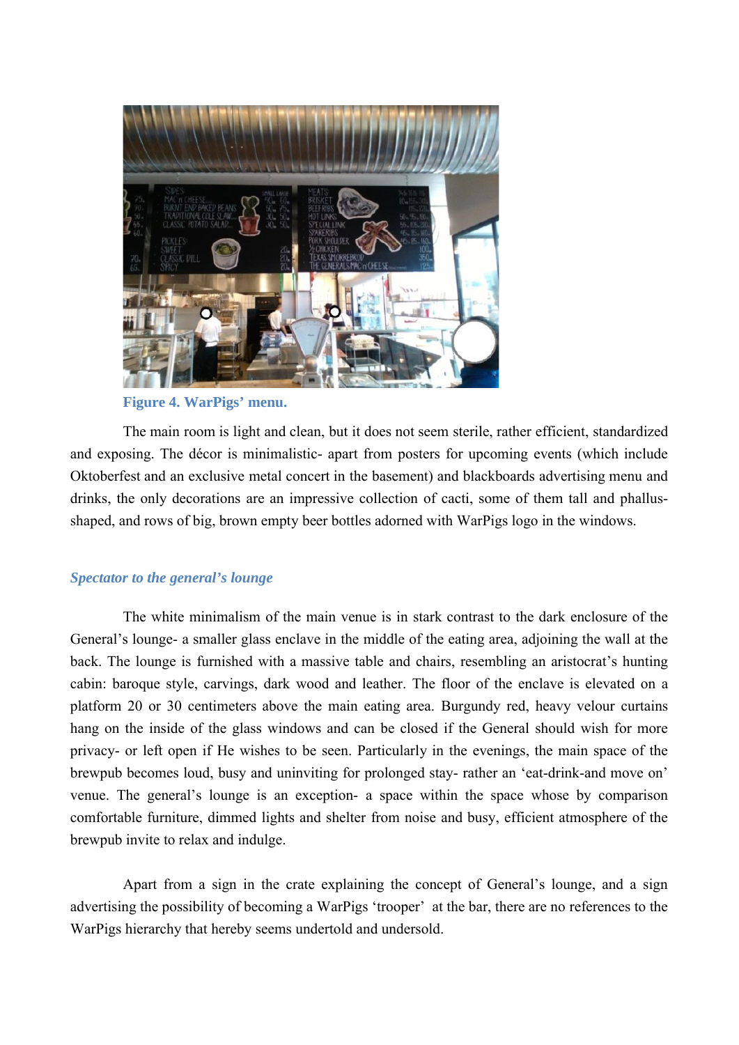**Figure 4. WarPigs' menu.**

The main room is light and clean, but it does not seem sterile, rather efficient, standardized and exposing. The décor is minimalistic- apart from posters for upcoming events (which include Oktoberfest and an exclusive metal concert in the basement) and blackboards advertising menu and drinks, the only decorations are an impressive collection of cacti, some of them tall and phallus-shaped, and rows of big, brown empty beer bottles adorned with WarPigs logo in the windows.

### *Spectator to the general's lounge*

The white minimalism of the main venue is in stark contrast to the dark enclosure of the General's lounge- a smaller glass enclave in the middle of the eating area, adjoining the wall at the back. The lounge is furnished with a massive table and chairs, resembling an aristocrat's hunting cabin: baroque style, carvings, dark wood and leather. The floor of the enclave is elevated on a platform 20 or 30 centimeters above the main eating area. Burgundy red, heavy velour curtains hang on the inside of the glass windows and can be closed if the General should wish for more privacy- or left open if He wishes to be seen. Particularly in the evenings, the main space of the brewpub becomes loud, busy and uninviting for prolonged stay- rather an 'eat-drink-and move on' venue. The general's lounge is an exception- a space within the space whose by comparison comfortable furniture, dimmed lights and shelter from noise and busy, efficient atmosphere of the brewpub invite to relax and indulge.

Apart from a sign in the crate explaining the concept of General's lounge, and a sign advertising the possibility of becoming a WarPigs 'trooper' at the bar, there are no references to the WarPigs hierarchy that hereby seems undertold and undersold.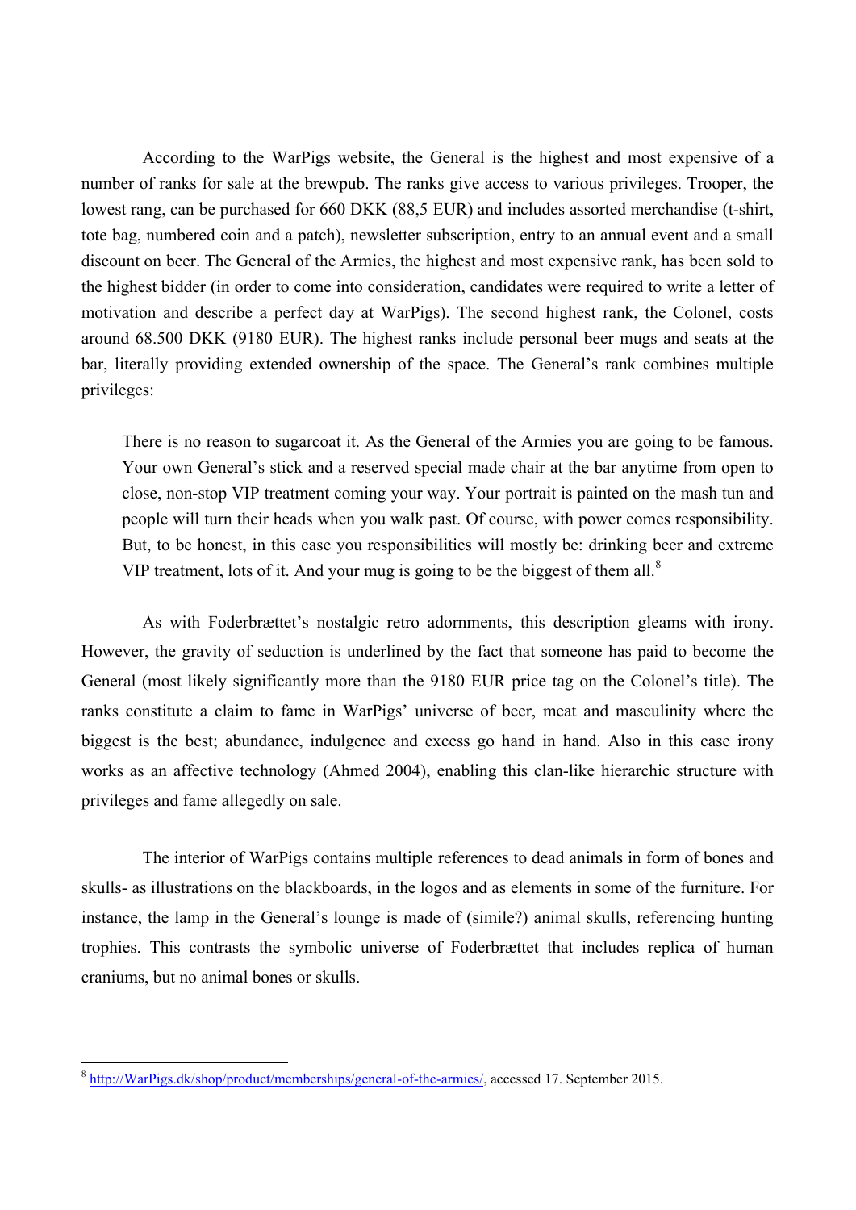According to the WarPigs website, the General is the highest and most expensive of a number of ranks for sale at the brewpub. The ranks give access to various privileges. Trooper, the lowest rang, can be purchased for 660 DKK (88,5 EUR) and includes assorted merchandise (t-shirt, tote bag, numbered coin and a patch), newsletter subscription, entry to an annual event and a small discount on beer. The General of the Armies, the highest and most expensive rank, has been sold to the highest bidder (in order to come into consideration, candidates were required to write a letter of motivation and describe a perfect day at WarPigs). The second highest rank, the Colonel, costs around 68.500 DKK (9180 EUR). The highest ranks include personal beer mugs and seats at the bar, literally providing extended ownership of the space. The General's rank combines multiple privileges:

> There is no reason to sugarcoat it. As the General of the Armies you are going to be famous. Your own General's stick and a reserved special made chair at the bar anytime from open to close, non-stop VIP treatment coming your way. Your portrait is painted on the mash tun and people will turn their heads when you walk past. Of course, with power comes responsibility. But, to be honest, in this case you responsibilities will mostly be: drinking beer and extreme VIP treatment, lots of it. And your mug is going to be the biggest of them all.[8]

As with Foderbrættet's nostalgic retro adornments, this description gleams with irony. However, the gravity of seduction is underlined by the fact that someone has paid to become the General (most likely significantly more than the 9180 EUR price tag on the Colonel's title). The ranks constitute a claim to fame in WarPigs' universe of beer, meat and masculinity where the biggest is the best; abundance, indulgence and excess go hand in hand. Also in this case irony works as an affective technology (Ahmed 2004), enabling this clan-like hierarchic structure with privileges and fame allegedly on sale.

The interior of WarPigs contains multiple references to dead animals in form of bones and skulls- as illustrations on the blackboards, in the logos and as elements in some of the furniture. For instance, the lamp in the General's lounge is made of (simile?) animal skulls, referencing hunting trophies. This contrasts the symbolic universe of Foderbrættet that includes replica of human craniums, but no animal bones or skulls.

---

[8] http://WarPigs.dk/shop/product/memberships/general-of-the-armies/, accessed 17. September 2015.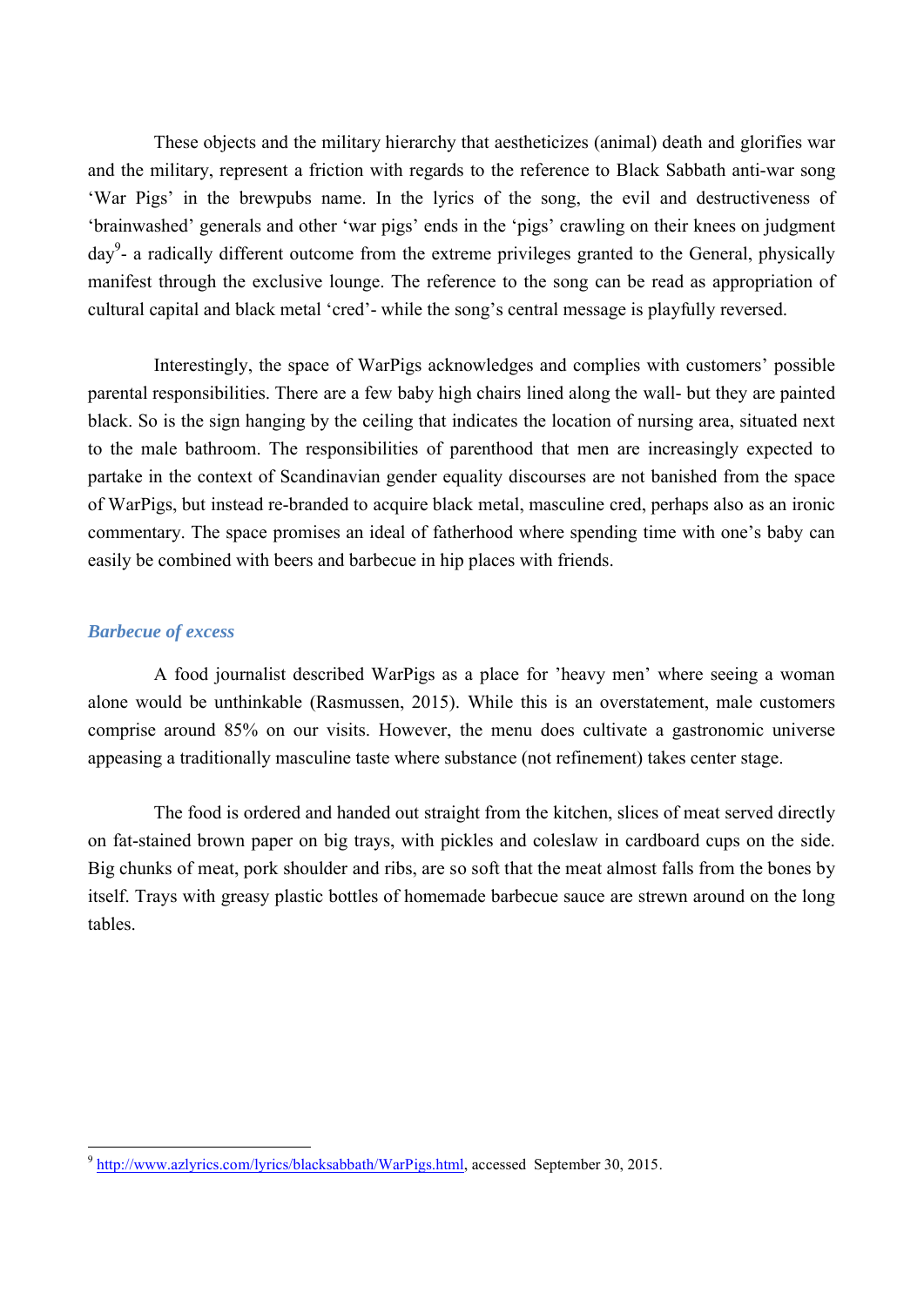These objects and the military hierarchy that aestheticizes (animal) death and glorifies war and the military, represent a friction with regards to the reference to Black Sabbath anti-war song 'War Pigs' in the brewpubs name. In the lyrics of the song, the evil and destructiveness of 'brainwashed' generals and other 'war pigs' ends in the 'pigs' crawling on their knees on judgment day[9]- a radically different outcome from the extreme privileges granted to the General, physically manifest through the exclusive lounge. The reference to the song can be read as appropriation of cultural capital and black metal 'cred'- while the song's central message is playfully reversed.

Interestingly, the space of WarPigs acknowledges and complies with customers' possible parental responsibilities. There are a few baby high chairs lined along the wall- but they are painted black. So is the sign hanging by the ceiling that indicates the location of nursing area, situated next to the male bathroom. The responsibilities of parenthood that men are increasingly expected to partake in the context of Scandinavian gender equality discourses are not banished from the space of WarPigs, but instead re-branded to acquire black metal, masculine cred, perhaps also as an ironic commentary. The space promises an ideal of fatherhood where spending time with one's baby can easily be combined with beers and barbecue in hip places with friends.

### *Barbecue of excess*

A food journalist described WarPigs as a place for 'heavy men' where seeing a woman alone would be unthinkable (Rasmussen, 2015). While this is an overstatement, male customers comprise around 85% on our visits. However, the menu does cultivate a gastronomic universe appeasing a traditionally masculine taste where substance (not refinement) takes center stage.

The food is ordered and handed out straight from the kitchen, slices of meat served directly on fat-stained brown paper on big trays, with pickles and coleslaw in cardboard cups on the side. Big chunks of meat, pork shoulder and ribs, are so soft that the meat almost falls from the bones by itself. Trays with greasy plastic bottles of homemade barbecue sauce are strewn around on the long tables.

---

[9] http://www.azlyrics.com/lyrics/blacksabbath/WarPigs.html, accessed September 30, 2015.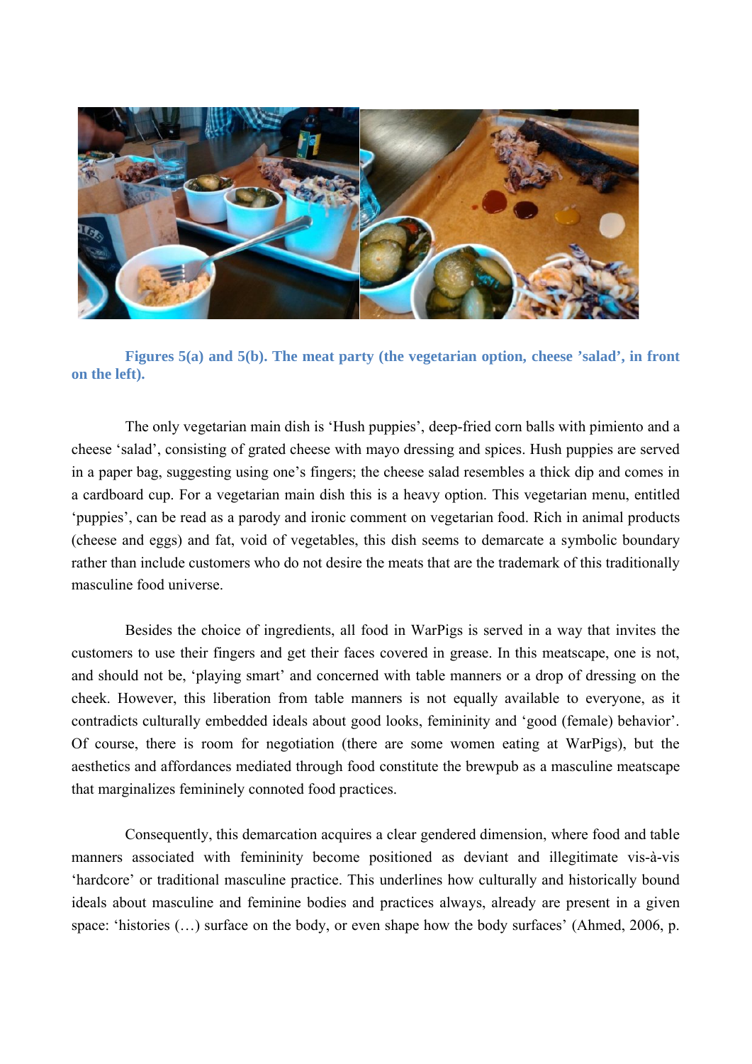**Figures 5(a) and 5(b). The meat party (the vegetarian option, cheese 'salad', in front on the left).**

The only vegetarian main dish is 'Hush puppies', deep-fried corn balls with pimiento and a cheese 'salad', consisting of grated cheese with mayo dressing and spices. Hush puppies are served in a paper bag, suggesting using one's fingers; the cheese salad resembles a thick dip and comes in a cardboard cup. For a vegetarian main dish this is a heavy option. This vegetarian menu, entitled 'puppies', can be read as a parody and ironic comment on vegetarian food. Rich in animal products (cheese and eggs) and fat, void of vegetables, this dish seems to demarcate a symbolic boundary rather than include customers who do not desire the meats that are the trademark of this traditionally masculine food universe.

Besides the choice of ingredients, all food in WarPigs is served in a way that invites the customers to use their fingers and get their faces covered in grease. In this meatscape, one is not, and should not be, 'playing smart' and concerned with table manners or a drop of dressing on the cheek. However, this liberation from table manners is not equally available to everyone, as it contradicts culturally embedded ideals about good looks, femininity and 'good (female) behavior'. Of course, there is room for negotiation (there are some women eating at WarPigs), but the aesthetics and affordances mediated through food constitute the brewpub as a masculine meatscape that marginalizes femininely connoted food practices.

Consequently, this demarcation acquires a clear gendered dimension, where food and table manners associated with femininity become positioned as deviant and illegitimate vis-à-vis 'hardcore' or traditional masculine practice. This underlines how culturally and historically bound ideals about masculine and feminine bodies and practices always, already are present in a given space: 'histories (…) surface on the body, or even shape how the body surfaces' (Ahmed, 2006, p.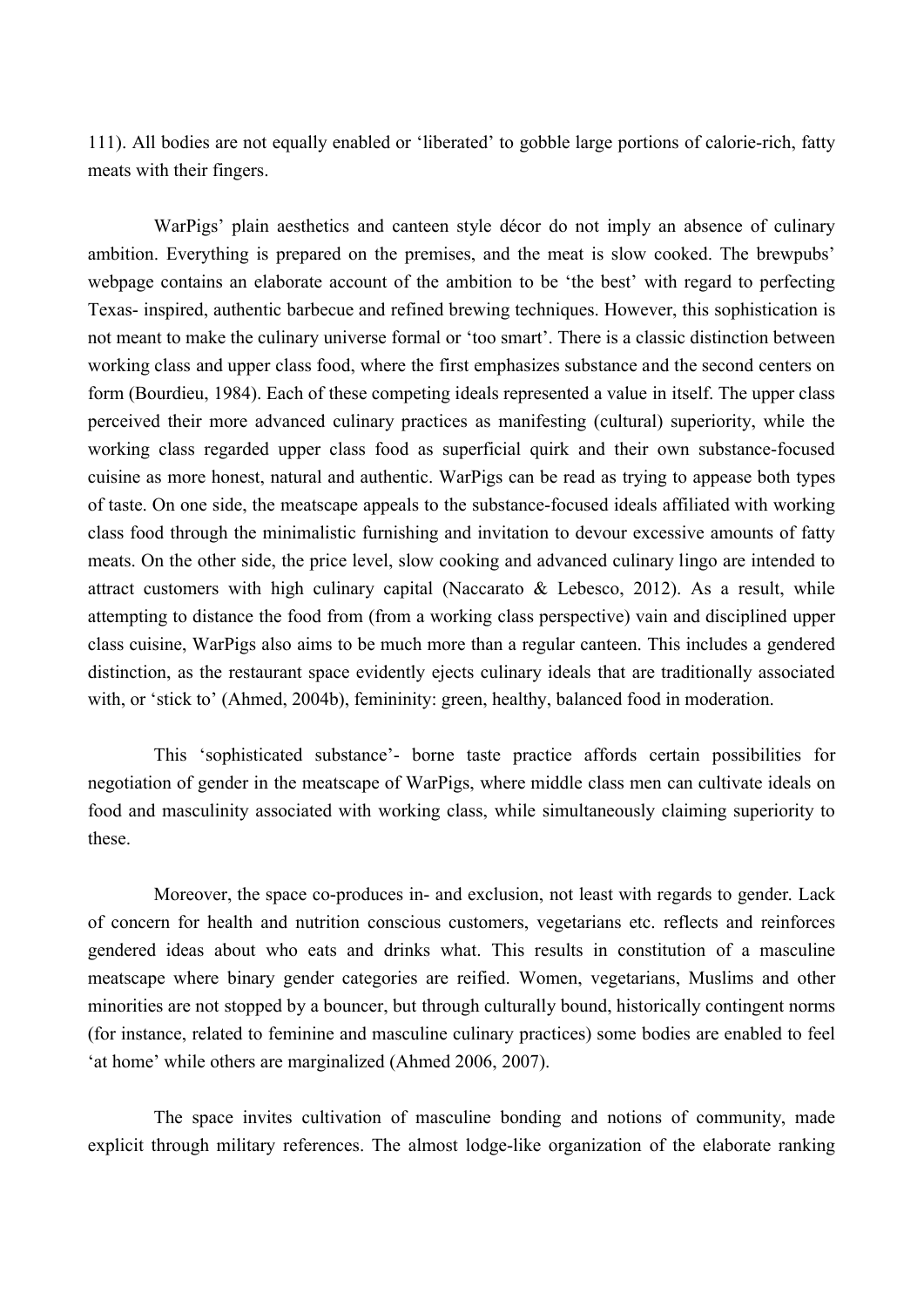111). All bodies are not equally enabled or 'liberated' to gobble large portions of calorie-rich, fatty meats with their fingers.

WarPigs' plain aesthetics and canteen style décor do not imply an absence of culinary ambition. Everything is prepared on the premises, and the meat is slow cooked. The brewpubs' webpage contains an elaborate account of the ambition to be 'the best' with regard to perfecting Texas- inspired, authentic barbecue and refined brewing techniques. However, this sophistication is not meant to make the culinary universe formal or 'too smart'. There is a classic distinction between working class and upper class food, where the first emphasizes substance and the second centers on form (Bourdieu, 1984). Each of these competing ideals represented a value in itself. The upper class perceived their more advanced culinary practices as manifesting (cultural) superiority, while the working class regarded upper class food as superficial quirk and their own substance-focused cuisine as more honest, natural and authentic. WarPigs can be read as trying to appease both types of taste. On one side, the meatscape appeals to the substance-focused ideals affiliated with working class food through the minimalistic furnishing and invitation to devour excessive amounts of fatty meats. On the other side, the price level, slow cooking and advanced culinary lingo are intended to attract customers with high culinary capital (Naccarato & Lebesco, 2012). As a result, while attempting to distance the food from (from a working class perspective) vain and disciplined upper class cuisine, WarPigs also aims to be much more than a regular canteen. This includes a gendered distinction, as the restaurant space evidently ejects culinary ideals that are traditionally associated with, or 'stick to' (Ahmed, 2004b), femininity: green, healthy, balanced food in moderation.

This 'sophisticated substance'- borne taste practice affords certain possibilities for negotiation of gender in the meatscape of WarPigs, where middle class men can cultivate ideals on food and masculinity associated with working class, while simultaneously claiming superiority to these.

Moreover, the space co-produces in- and exclusion, not least with regards to gender. Lack of concern for health and nutrition conscious customers, vegetarians etc. reflects and reinforces gendered ideas about who eats and drinks what. This results in constitution of a masculine meatscape where binary gender categories are reified. Women, vegetarians, Muslims and other minorities are not stopped by a bouncer, but through culturally bound, historically contingent norms (for instance, related to feminine and masculine culinary practices) some bodies are enabled to feel 'at home' while others are marginalized (Ahmed 2006, 2007).

The space invites cultivation of masculine bonding and notions of community, made explicit through military references. The almost lodge-like organization of the elaborate ranking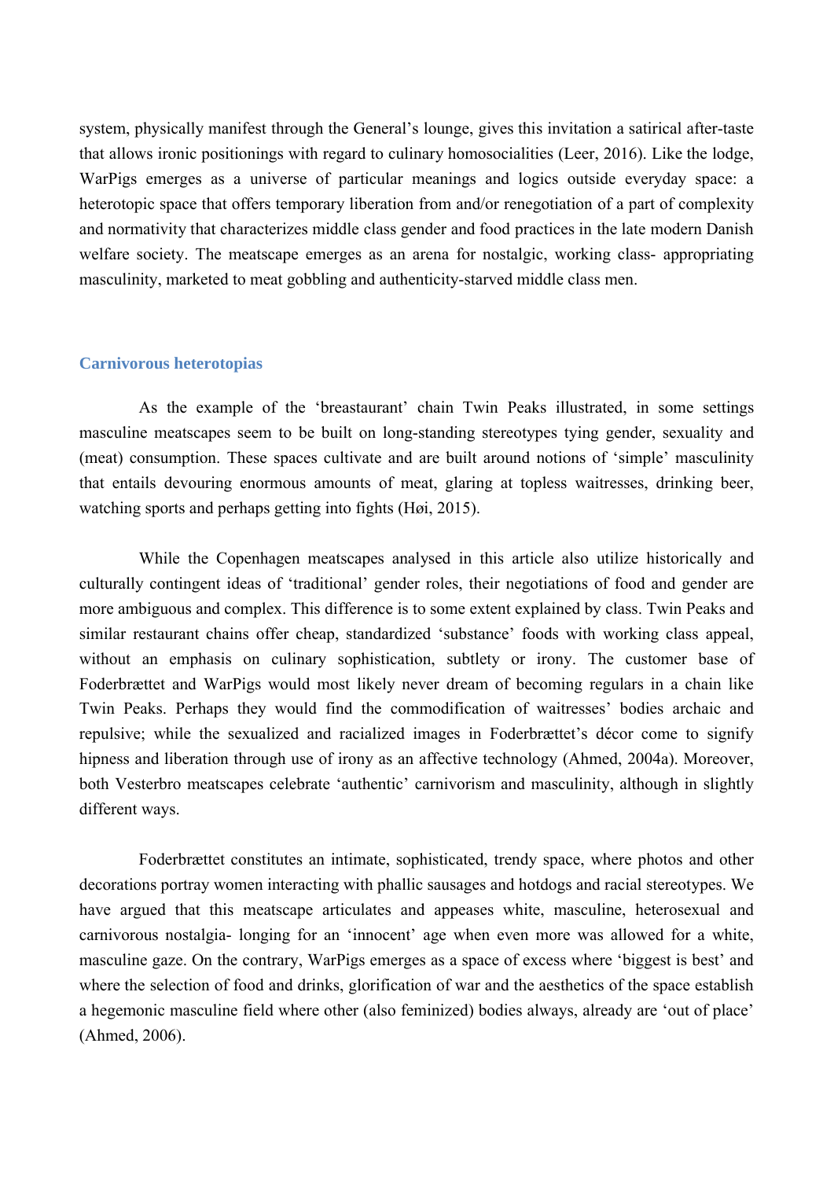system, physically manifest through the General's lounge, gives this invitation a satirical after-taste that allows ironic positionings with regard to culinary homosocialities (Leer, 2016). Like the lodge, WarPigs emerges as a universe of particular meanings and logics outside everyday space: a heterotopic space that offers temporary liberation from and/or renegotiation of a part of complexity and normativity that characterizes middle class gender and food practices in the late modern Danish welfare society. The meatscape emerges as an arena for nostalgic, working class- appropriating masculinity, marketed to meat gobbling and authenticity-starved middle class men.

## Carnivorous heterotopias

As the example of the 'breastaurant' chain Twin Peaks illustrated, in some settings masculine meatscapes seem to be built on long-standing stereotypes tying gender, sexuality and (meat) consumption. These spaces cultivate and are built around notions of 'simple' masculinity that entails devouring enormous amounts of meat, glaring at topless waitresses, drinking beer, watching sports and perhaps getting into fights (Høi, 2015).

While the Copenhagen meatscapes analysed in this article also utilize historically and culturally contingent ideas of 'traditional' gender roles, their negotiations of food and gender are more ambiguous and complex. This difference is to some extent explained by class. Twin Peaks and similar restaurant chains offer cheap, standardized 'substance' foods with working class appeal, without an emphasis on culinary sophistication, subtlety or irony. The customer base of Foderbrættet and WarPigs would most likely never dream of becoming regulars in a chain like Twin Peaks. Perhaps they would find the commodification of waitresses' bodies archaic and repulsive; while the sexualized and racialized images in Foderbrættet's décor come to signify hipness and liberation through use of irony as an affective technology (Ahmed, 2004a). Moreover, both Vesterbro meatscapes celebrate 'authentic' carnivorism and masculinity, although in slightly different ways.

Foderbrættet constitutes an intimate, sophisticated, trendy space, where photos and other decorations portray women interacting with phallic sausages and hotdogs and racial stereotypes. We have argued that this meatscape articulates and appeases white, masculine, heterosexual and carnivorous nostalgia- longing for an 'innocent' age when even more was allowed for a white, masculine gaze. On the contrary, WarPigs emerges as a space of excess where 'biggest is best' and where the selection of food and drinks, glorification of war and the aesthetics of the space establish a hegemonic masculine field where other (also feminized) bodies always, already are 'out of place' (Ahmed, 2006).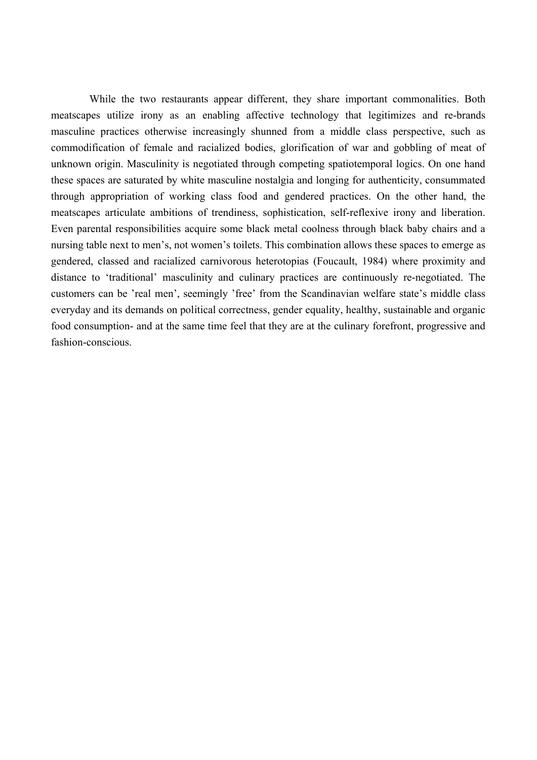While the two restaurants appear different, they share important commonalities. Both meatscapes utilize irony as an enabling affective technology that legitimizes and re-brands masculine practices otherwise increasingly shunned from a middle class perspective, such as commodification of female and racialized bodies, glorification of war and gobbling of meat of unknown origin. Masculinity is negotiated through competing spatiotemporal logics. On one hand these spaces are saturated by white masculine nostalgia and longing for authenticity, consummated through appropriation of working class food and gendered practices. On the other hand, the meatscapes articulate ambitions of trendiness, sophistication, self-reflexive irony and liberation. Even parental responsibilities acquire some black metal coolness through black baby chairs and a nursing table next to men's, not women's toilets. This combination allows these spaces to emerge as gendered, classed and racialized carnivorous heterotopias (Foucault, 1984) where proximity and distance to 'traditional' masculinity and culinary practices are continuously re-negotiated. The customers can be 'real men', seemingly 'free' from the Scandinavian welfare state's middle class everyday and its demands on political correctness, gender equality, healthy, sustainable and organic food consumption- and at the same time feel that they are at the culinary forefront, progressive and fashion-conscious.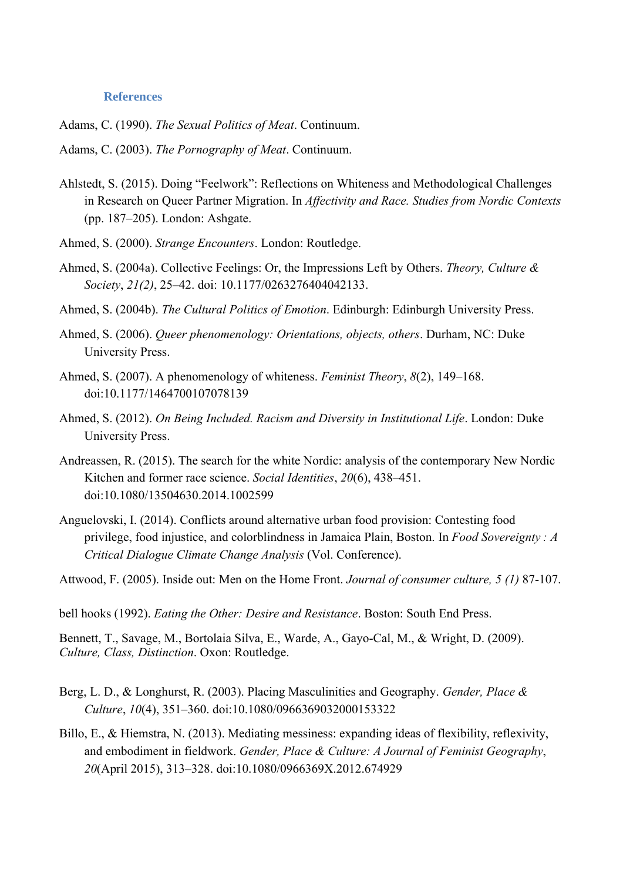### References

Adams, C. (1990). *The Sexual Politics of Meat*. Continuum.

Adams, C. (2003). *The Pornography of Meat*. Continuum.

Ahlstedt, S. (2015). Doing "Feelwork": Reflections on Whiteness and Methodological Challenges in Research on Queer Partner Migration. In *Affectivity and Race. Studies from Nordic Contexts* (pp. 187–205). London: Ashgate.

Ahmed, S. (2000). *Strange Encounters*. London: Routledge.

Ahmed, S. (2004a). Collective Feelings: Or, the Impressions Left by Others. *Theory, Culture & Society*, *21(2)*, 25–42. doi: 10.1177/0263276404042133.

Ahmed, S. (2004b). *The Cultural Politics of Emotion*. Edinburgh: Edinburgh University Press.

Ahmed, S. (2006). *Queer phenomenology: Orientations, objects, others*. Durham, NC: Duke University Press.

Ahmed, S. (2007). A phenomenology of whiteness. *Feminist Theory*, *8*(2), 149–168. doi:10.1177/1464700107078139

Ahmed, S. (2012). *On Being Included. Racism and Diversity in Institutional Life*. London: Duke University Press.

Andreassen, R. (2015). The search for the white Nordic: analysis of the contemporary New Nordic Kitchen and former race science. *Social Identities*, *20*(6), 438–451. doi:10.1080/13504630.2014.1002599

Anguelovski, I. (2014). Conflicts around alternative urban food provision: Contesting food privilege, food injustice, and colorblindness in Jamaica Plain, Boston. In *Food Sovereignty : A Critical Dialogue Climate Change Analysis* (Vol. Conference).

Attwood, F. (2005). Inside out: Men on the Home Front. *Journal of consumer culture, 5 (1)* 87-107.

bell hooks (1992). *Eating the Other: Desire and Resistance*. Boston: South End Press.

Bennett, T., Savage, M., Bortolaia Silva, E., Warde, A., Gayo-Cal, M., & Wright, D. (2009). *Culture, Class, Distinction*. Oxon: Routledge.

Berg, L. D., & Longhurst, R. (2003). Placing Masculinities and Geography. *Gender, Place & Culture*, *10*(4), 351–360. doi:10.1080/0966369032000153322

Billo, E., & Hiemstra, N. (2013). Mediating messiness: expanding ideas of flexibility, reflexivity, and embodiment in fieldwork. *Gender, Place & Culture: A Journal of Feminist Geography*, *20*(April 2015), 313–328. doi:10.1080/0966369X.2012.674929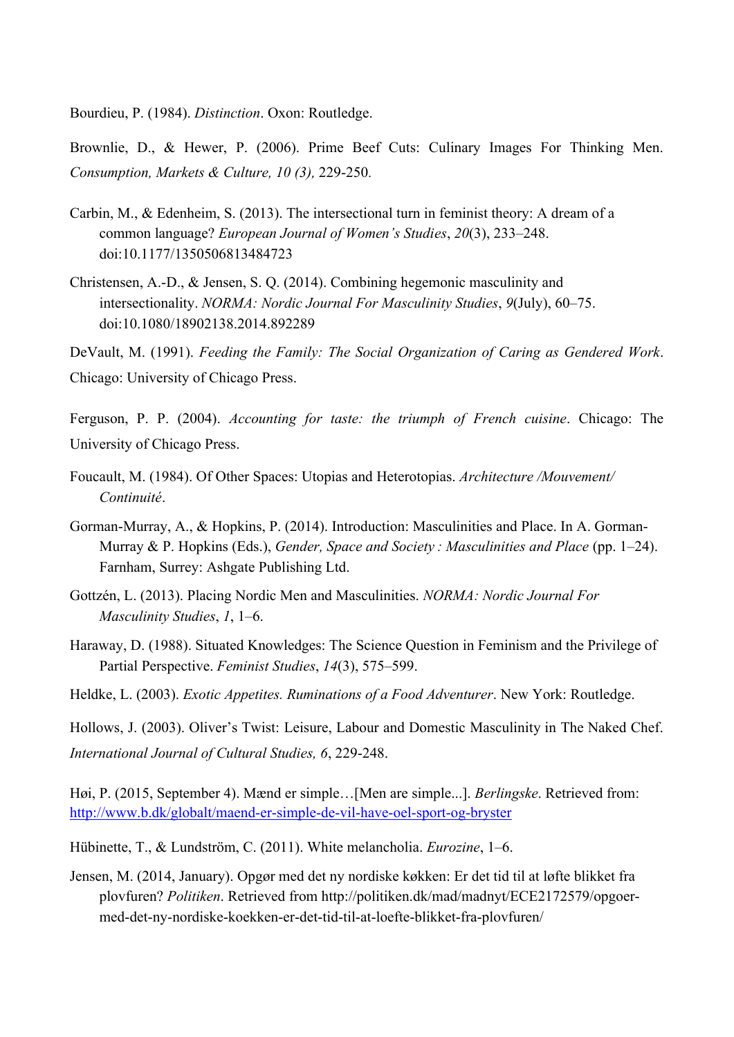Bourdieu, P. (1984). *Distinction*. Oxon: Routledge.

Brownlie, D., & Hewer, P. (2006). Prime Beef Cuts: Culinary Images For Thinking Men. *Consumption, Markets & Culture, 10 (3),* 229-250.

Carbin, M., & Edenheim, S. (2013). The intersectional turn in feminist theory: A dream of a common language? *European Journal of Women's Studies*, *20*(3), 233–248. doi:10.1177/1350506813484723

Christensen, A.-D., & Jensen, S. Q. (2014). Combining hegemonic masculinity and intersectionality. *NORMA: Nordic Journal For Masculinity Studies*, *9*(July), 60–75. doi:10.1080/18902138.2014.892289

DeVault, M. (1991). *Feeding the Family: The Social Organization of Caring as Gendered Work*. Chicago: University of Chicago Press.

Ferguson, P. P. (2004). *Accounting for taste: the triumph of French cuisine*. Chicago: The University of Chicago Press.

Foucault, M. (1984). Of Other Spaces: Utopias and Heterotopias. *Architecture /Mouvement/ Continuité*.

Gorman-Murray, A., & Hopkins, P. (2014). Introduction: Masculinities and Place. In A. Gorman-Murray & P. Hopkins (Eds.), *Gender, Space and Society : Masculinities and Place* (pp. 1–24). Farnham, Surrey: Ashgate Publishing Ltd.

Gottzén, L. (2013). Placing Nordic Men and Masculinities. *NORMA: Nordic Journal For Masculinity Studies*, *1*, 1–6.

Haraway, D. (1988). Situated Knowledges: The Science Question in Feminism and the Privilege of Partial Perspective. *Feminist Studies*, *14*(3), 575–599.

Heldke, L. (2003). *Exotic Appetites. Ruminations of a Food Adventurer*. New York: Routledge.

Hollows, J. (2003). Oliver's Twist: Leisure, Labour and Domestic Masculinity in The Naked Chef. *International Journal of Cultural Studies, 6*, 229-248.

Høi, P. (2015, September 4). Mænd er simple…[Men are simple...]. *Berlingske*. Retrieved from: http://www.b.dk/globalt/maend-er-simple-de-vil-have-oel-sport-og-bryster

Hübinette, T., & Lundström, C. (2011). White melancholia. *Eurozine*, 1–6.

Jensen, M. (2014, January). Opgør med det ny nordiske køkken: Er det tid til at løfte blikket fra plovfuren? *Politiken*. Retrieved from http://politiken.dk/mad/madnyt/ECE2172579/opgoer-med-det-ny-nordiske-koekken-er-det-tid-til-at-loefte-blikket-fra-plovfuren/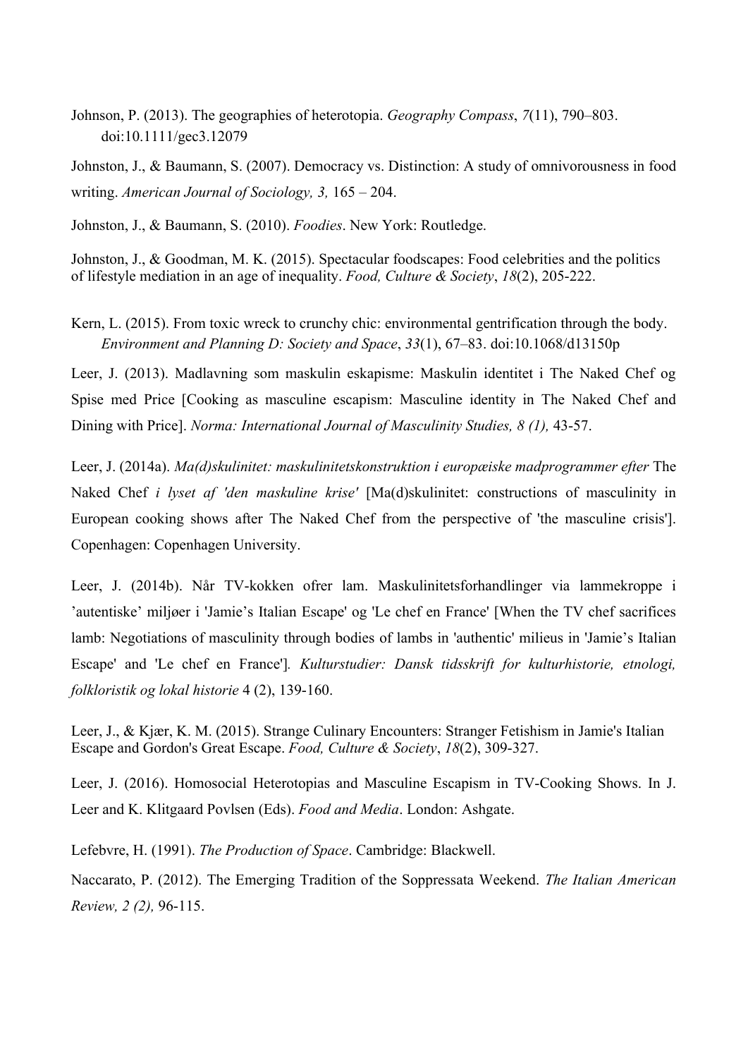Johnson, P. (2013). The geographies of heterotopia. *Geography Compass*, *7*(11), 790–803. doi:10.1111/gec3.12079

Johnston, J., & Baumann, S. (2007). Democracy vs. Distinction: A study of omnivorousness in food writing. *American Journal of Sociology, 3,* 165 – 204.

Johnston, J., & Baumann, S. (2010). *Foodies*. New York: Routledge.

Johnston, J., & Goodman, M. K. (2015). Spectacular foodscapes: Food celebrities and the politics of lifestyle mediation in an age of inequality. *Food, Culture & Society*, *18*(2), 205-222.

Kern, L. (2015). From toxic wreck to crunchy chic: environmental gentrification through the body. *Environment and Planning D: Society and Space*, *33*(1), 67–83. doi:10.1068/d13150p

Leer, J. (2013). Madlavning som maskulin eskapisme: Maskulin identitet i The Naked Chef og Spise med Price [Cooking as masculine escapism: Masculine identity in The Naked Chef and Dining with Price]. *Norma: International Journal of Masculinity Studies, 8 (1),* 43-57.

Leer, J. (2014a). *Ma(d)skulinitet: maskulinitetskonstruktion i europæiske madprogrammer efter* The Naked Chef *i lyset af 'den maskuline krise'* [Ma(d)skulinitet: constructions of masculinity in European cooking shows after The Naked Chef from the perspective of 'the masculine crisis']. Copenhagen: Copenhagen University.

Leer, J. (2014b). Når TV-kokken ofrer lam. Maskulinitetsforhandlinger via lammekroppe i 'autentiske' miljøer i 'Jamie's Italian Escape' og 'Le chef en France' [When the TV chef sacrifices lamb: Negotiations of masculinity through bodies of lambs in 'authentic' milieus in 'Jamie's Italian Escape' and 'Le chef en France']*. Kulturstudier: Dansk tidsskrift for kulturhistorie, etnologi, folkloristik og lokal historie* 4 (2), 139-160.

Leer, J., & Kjær, K. M. (2015). Strange Culinary Encounters: Stranger Fetishism in Jamie's Italian Escape and Gordon's Great Escape. *Food, Culture & Society*, *18*(2), 309-327.

Leer, J. (2016). Homosocial Heterotopias and Masculine Escapism in TV-Cooking Shows. In J. Leer and K. Klitgaard Povlsen (Eds). *Food and Media*. London: Ashgate.

Lefebvre, H. (1991). *The Production of Space*. Cambridge: Blackwell.

Naccarato, P. (2012). The Emerging Tradition of the Soppressata Weekend. *The Italian American Review, 2 (2),* 96-115.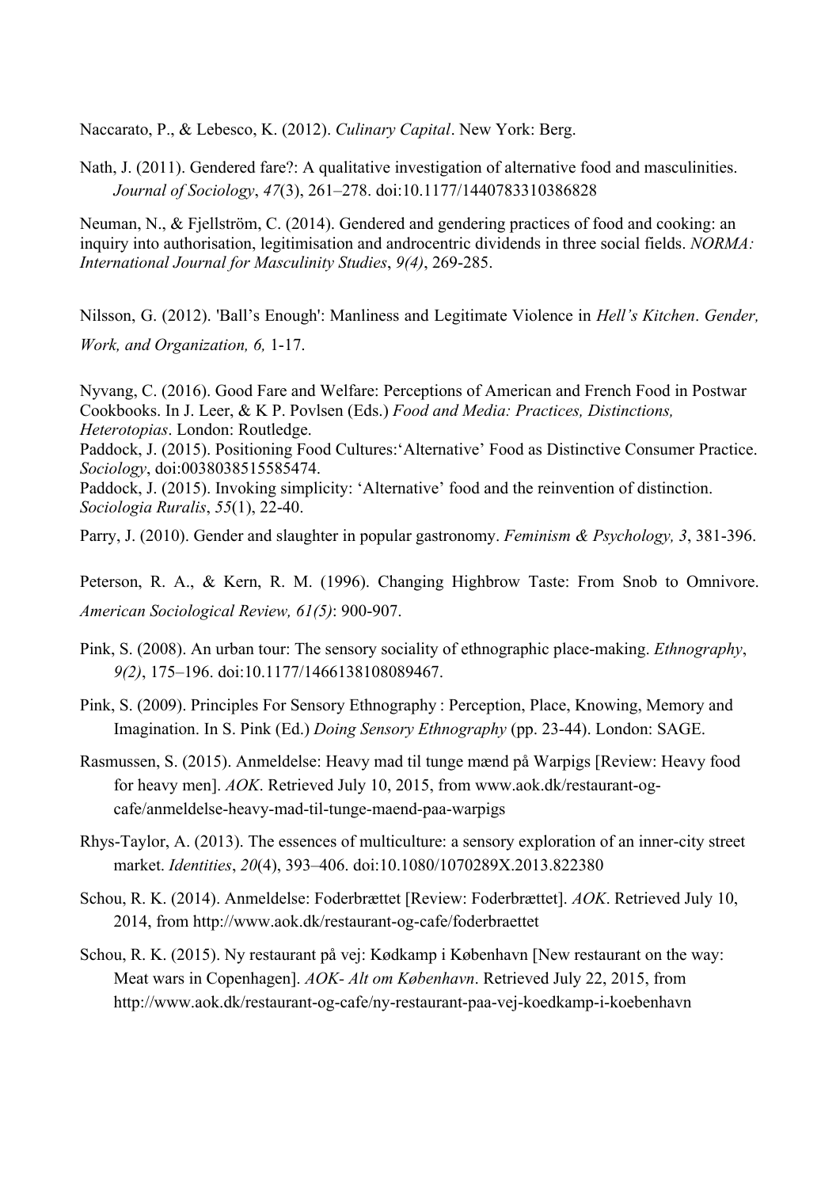Naccarato, P., & Lebesco, K. (2012). *Culinary Capital*. New York: Berg.

Nath, J. (2011). Gendered fare?: A qualitative investigation of alternative food and masculinities. *Journal of Sociology*, *47*(3), 261–278. doi:10.1177/1440783310386828

Neuman, N., & Fjellström, C. (2014). Gendered and gendering practices of food and cooking: an inquiry into authorisation, legitimisation and androcentric dividends in three social fields. *NORMA: International Journal for Masculinity Studies*, *9(4)*, 269-285.

Nilsson, G. (2012). 'Ball's Enough': Manliness and Legitimate Violence in *Hell's Kitchen*. *Gender, Work, and Organization, 6,* 1-17.

Nyvang, C. (2016). Good Fare and Welfare: Perceptions of American and French Food in Postwar Cookbooks. In J. Leer, & K P. Povlsen (Eds.) *Food and Media: Practices, Distinctions, Heterotopias*. London: Routledge.

Paddock, J. (2015). Positioning Food Cultures:'Alternative' Food as Distinctive Consumer Practice. *Sociology*, doi:0038038515585474.

Paddock, J. (2015). Invoking simplicity: 'Alternative' food and the reinvention of distinction. *Sociologia Ruralis*, *55*(1), 22-40.

Parry, J. (2010). Gender and slaughter in popular gastronomy. *Feminism & Psychology, 3*, 381-396.

Peterson, R. A., & Kern, R. M. (1996). Changing Highbrow Taste: From Snob to Omnivore. *American Sociological Review, 61(5)*: 900-907.

Pink, S. (2008). An urban tour: The sensory sociality of ethnographic place-making. *Ethnography*, *9(2)*, 175–196. doi:10.1177/1466138108089467.

Pink, S. (2009). Principles For Sensory Ethnography : Perception, Place, Knowing, Memory and Imagination. In S. Pink (Ed.) *Doing Sensory Ethnography* (pp. 23-44). London: SAGE.

Rasmussen, S. (2015). Anmeldelse: Heavy mad til tunge mænd på Warpigs [Review: Heavy food for heavy men]. *AOK*. Retrieved July 10, 2015, from www.aok.dk/restaurant-og-cafe/anmeldelse-heavy-mad-til-tunge-maend-paa-warpigs

Rhys-Taylor, A. (2013). The essences of multiculture: a sensory exploration of an inner-city street market. *Identities*, *20*(4), 393–406. doi:10.1080/1070289X.2013.822380

Schou, R. K. (2014). Anmeldelse: Foderbrættet [Review: Foderbrættet]. *AOK*. Retrieved July 10, 2014, from http://www.aok.dk/restaurant-og-cafe/foderbraettet

Schou, R. K. (2015). Ny restaurant på vej: Kødkamp i København [New restaurant on the way: Meat wars in Copenhagen]. *AOK- Alt om København*. Retrieved July 22, 2015, from http://www.aok.dk/restaurant-og-cafe/ny-restaurant-paa-vej-koedkamp-i-koebenhavn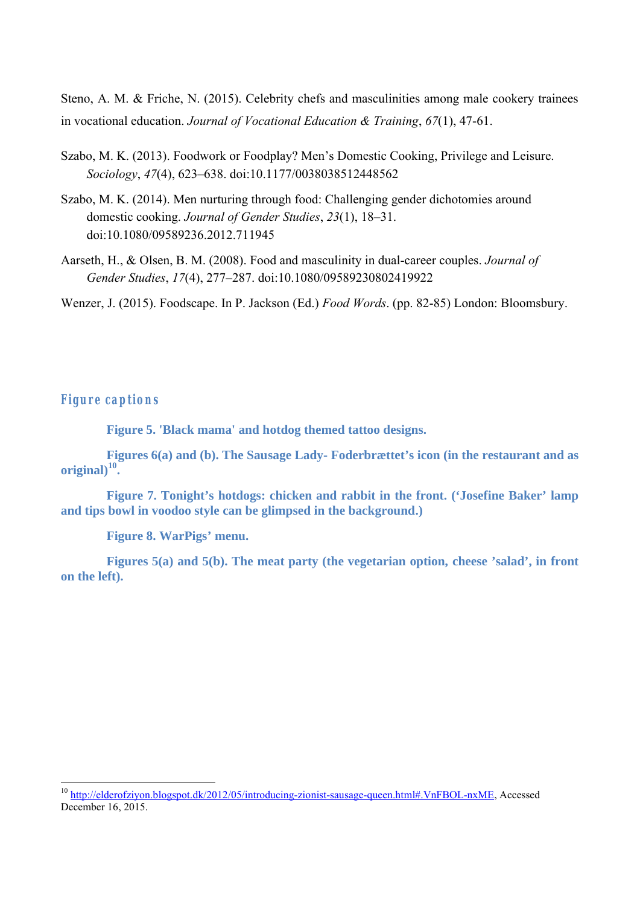Steno, A. M. & Friche, N. (2015). Celebrity chefs and masculinities among male cookery trainees in vocational education. *Journal of Vocational Education & Training*, *67*(1), 47-61.

Szabo, M. K. (2013). Foodwork or Foodplay? Men's Domestic Cooking, Privilege and Leisure. *Sociology*, *47*(4), 623–638. doi:10.1177/0038038512448562

Szabo, M. K. (2014). Men nurturing through food: Challenging gender dichotomies around domestic cooking. *Journal of Gender Studies*, *23*(1), 18–31. doi:10.1080/09589236.2012.711945

Aarseth, H., & Olsen, B. M. (2008). Food and masculinity in dual-career couples. *Journal of Gender Studies*, *17*(4), 277–287. doi:10.1080/09589230802419922

Wenzer, J. (2015). Foodscape. In P. Jackson (Ed.) *Food Words*. (pp. 82-85) London: Bloomsbury.

## Figure captions

**Figure 5. 'Black mama' and hotdog themed tattoo designs.**

**Figures 6(a) and (b). The Sausage Lady- Foderbrættet's icon (in the restaurant and as original)[10].**

**Figure 7. Tonight's hotdogs: chicken and rabbit in the front. ('Josefine Baker' lamp and tips bowl in voodoo style can be glimpsed in the background.)**

**Figure 8. WarPigs' menu.**

**Figures 5(a) and 5(b). The meat party (the vegetarian option, cheese 'salad', in front on the left).**

---

[10] http://elderofziyon.blogspot.dk/2012/05/introducing-zionist-sausage-queen.html#.VnFBOL-nxME, Accessed December 16, 2015.